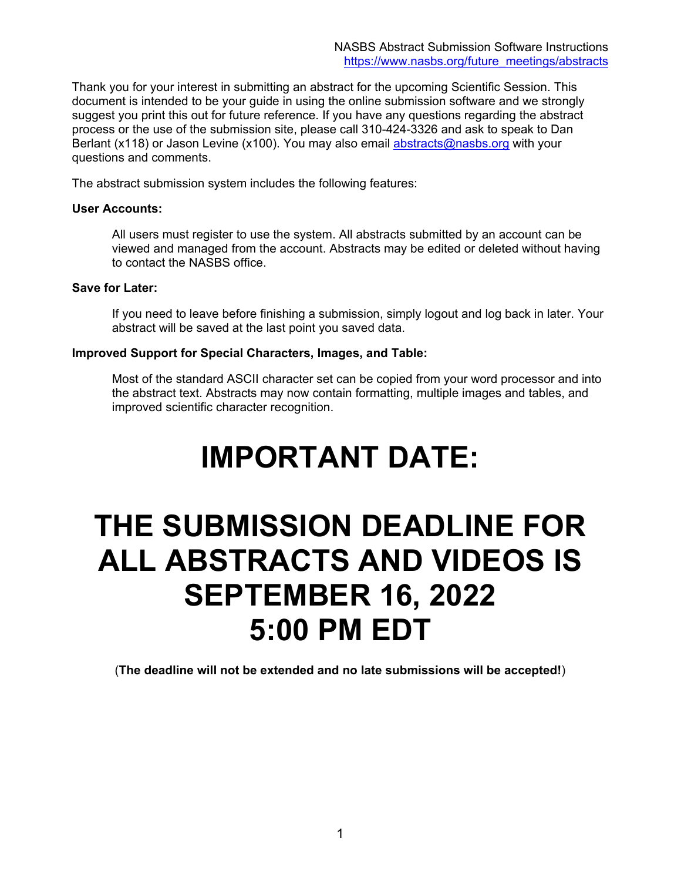NASBS Abstract Submission Software Instructions
https://www.nasbs.org/future_meetings/abstracts

Thank you for your interest in submitting an abstract for the upcoming Scientific Session. This document is intended to be your guide in using the online submission software and we strongly suggest you print this out for future reference. If you have any questions regarding the abstract process or the use of the submission site, please call 310-424-3326 and ask to speak to Dan Berlant (x118) or Jason Levine (x100). You may also email abstracts@nasbs.org with your questions and comments.

The abstract submission system includes the following features:

**User Accounts:**

All users must register to use the system. All abstracts submitted by an account can be viewed and managed from the account. Abstracts may be edited or deleted without having to contact the NASBS office.

**Save for Later:**

If you need to leave before finishing a submission, simply logout and log back in later. Your abstract will be saved at the last point you saved data.

**Improved Support for Special Characters, Images, and Table:**

Most of the standard ASCII character set can be copied from your word processor and into the abstract text. Abstracts may now contain formatting, multiple images and tables, and improved scientific character recognition.

# IMPORTANT DATE:

# THE SUBMISSION DEADLINE FOR ALL ABSTRACTS AND VIDEOS IS SEPTEMBER 16, 2022 5:00 PM EDT

(**The deadline will not be extended and no late submissions will be accepted!**)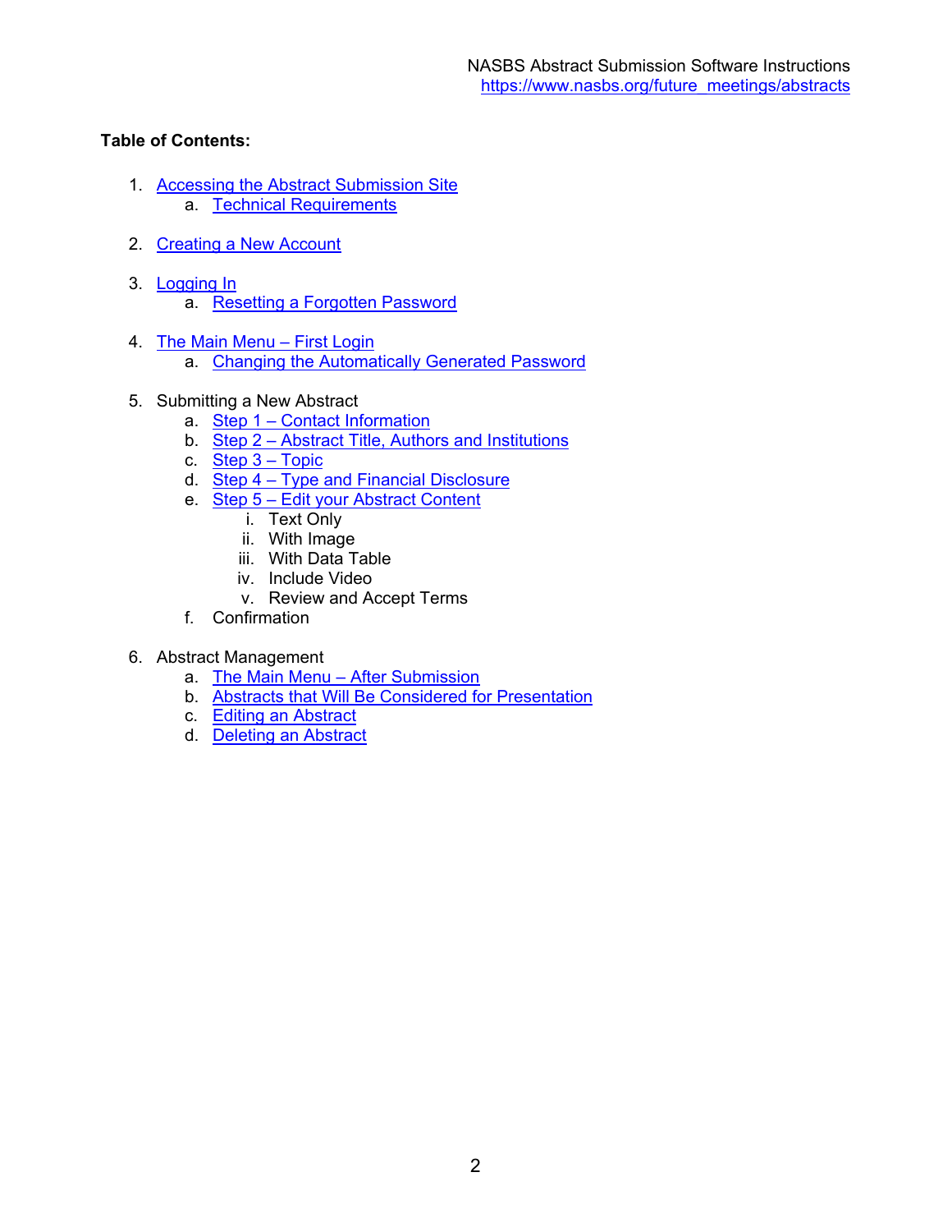**Table of Contents:**

1. Accessing the Abstract Submission Site
    a. Technical Requirements

2. Creating a New Account

3. Logging In
    a. Resetting a Forgotten Password

4. The Main Menu – First Login
    a. Changing the Automatically Generated Password

5. Submitting a New Abstract
    a. Step 1 – Contact Information
    b. Step 2 – Abstract Title, Authors and Institutions
    c. Step 3 – Topic
    d. Step 4 – Type and Financial Disclosure
    e. Step 5 – Edit your Abstract Content
        i. Text Only
        ii. With Image
        iii. With Data Table
        iv. Include Video
        v. Review and Accept Terms
    f. Confirmation

6. Abstract Management
    a. The Main Menu – After Submission
    b. Abstracts that Will Be Considered for Presentation
    c. Editing an Abstract
    d. Deleting an Abstract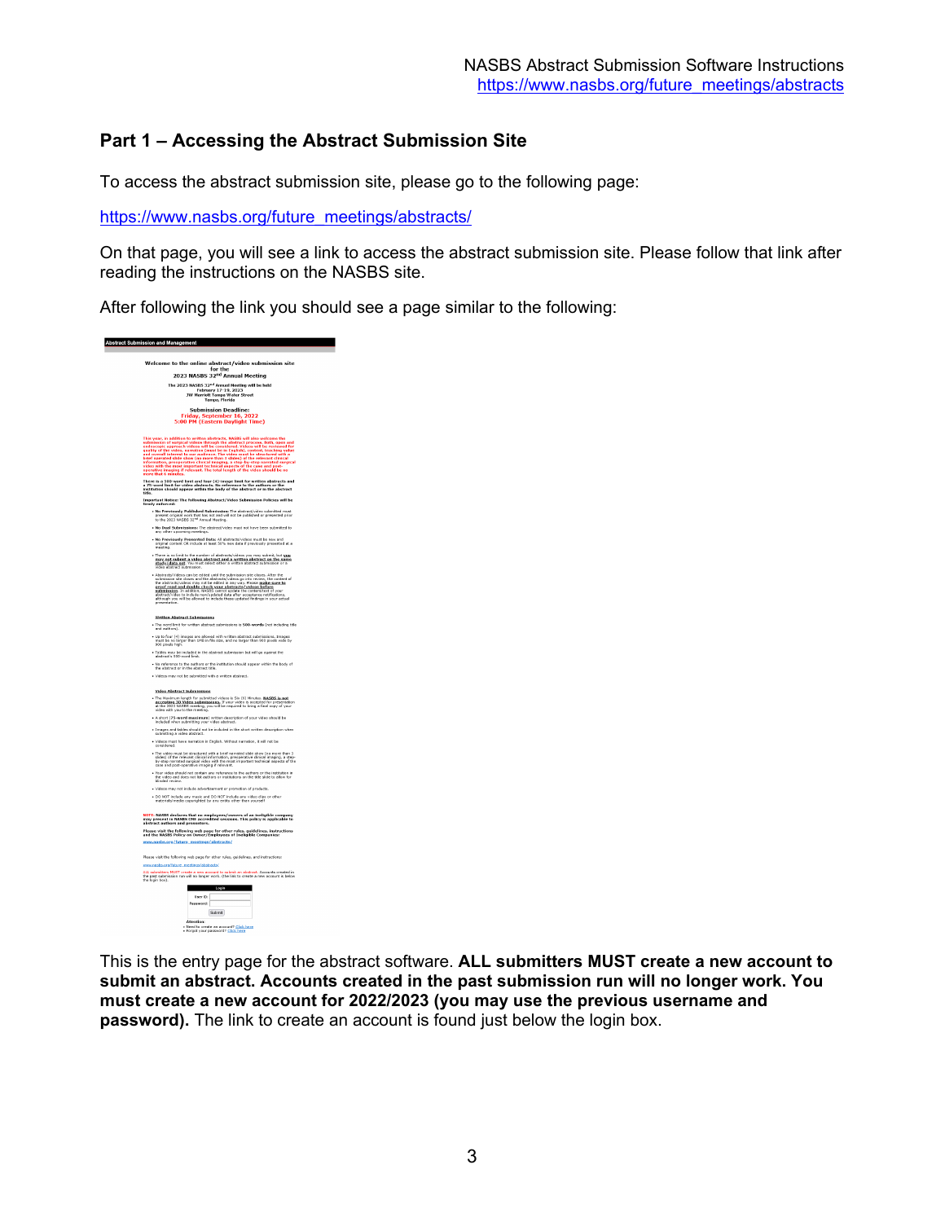## Part 1 – Accessing the Abstract Submission Site

To access the abstract submission site, please go to the following page:

https://www.nasbs.org/future_meetings/abstracts/

On that page, you will see a link to access the abstract submission site. Please follow that link after reading the instructions on the NASBS site.

After following the link you should see a page similar to the following:

This is the entry page for the abstract software. **ALL submitters MUST create a new account to submit an abstract. Accounts created in the past submission run will no longer work. You must create a new account for 2022/2023 (you may use the previous username and password).** The link to create an account is found just below the login box.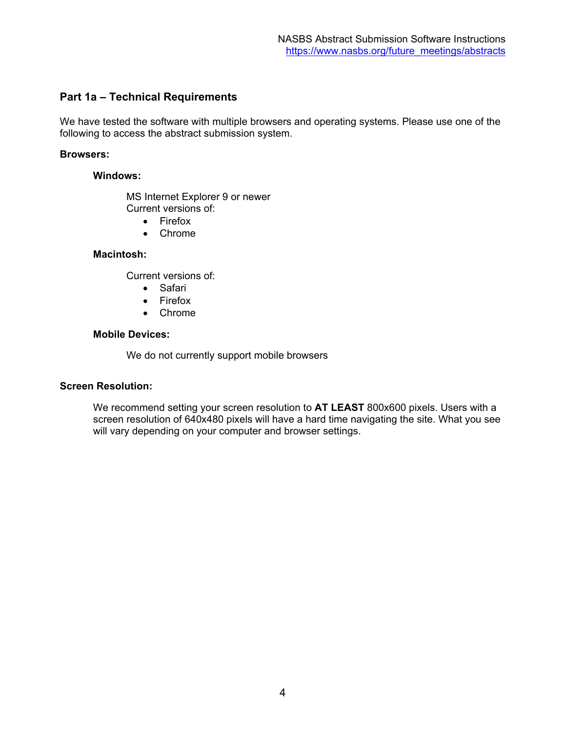## Part 1a – Technical Requirements

We have tested the software with multiple browsers and operating systems. Please use one of the following to access the abstract submission system.

**Browsers:**

**Windows:**

MS Internet Explorer 9 or newer
Current versions of:

- Firefox
- Chrome

**Macintosh:**

Current versions of:

- Safari
- Firefox
- Chrome

**Mobile Devices:**

We do not currently support mobile browsers

**Screen Resolution:**

We recommend setting your screen resolution to **AT LEAST** 800x600 pixels. Users with a screen resolution of 640x480 pixels will have a hard time navigating the site. What you see will vary depending on your computer and browser settings.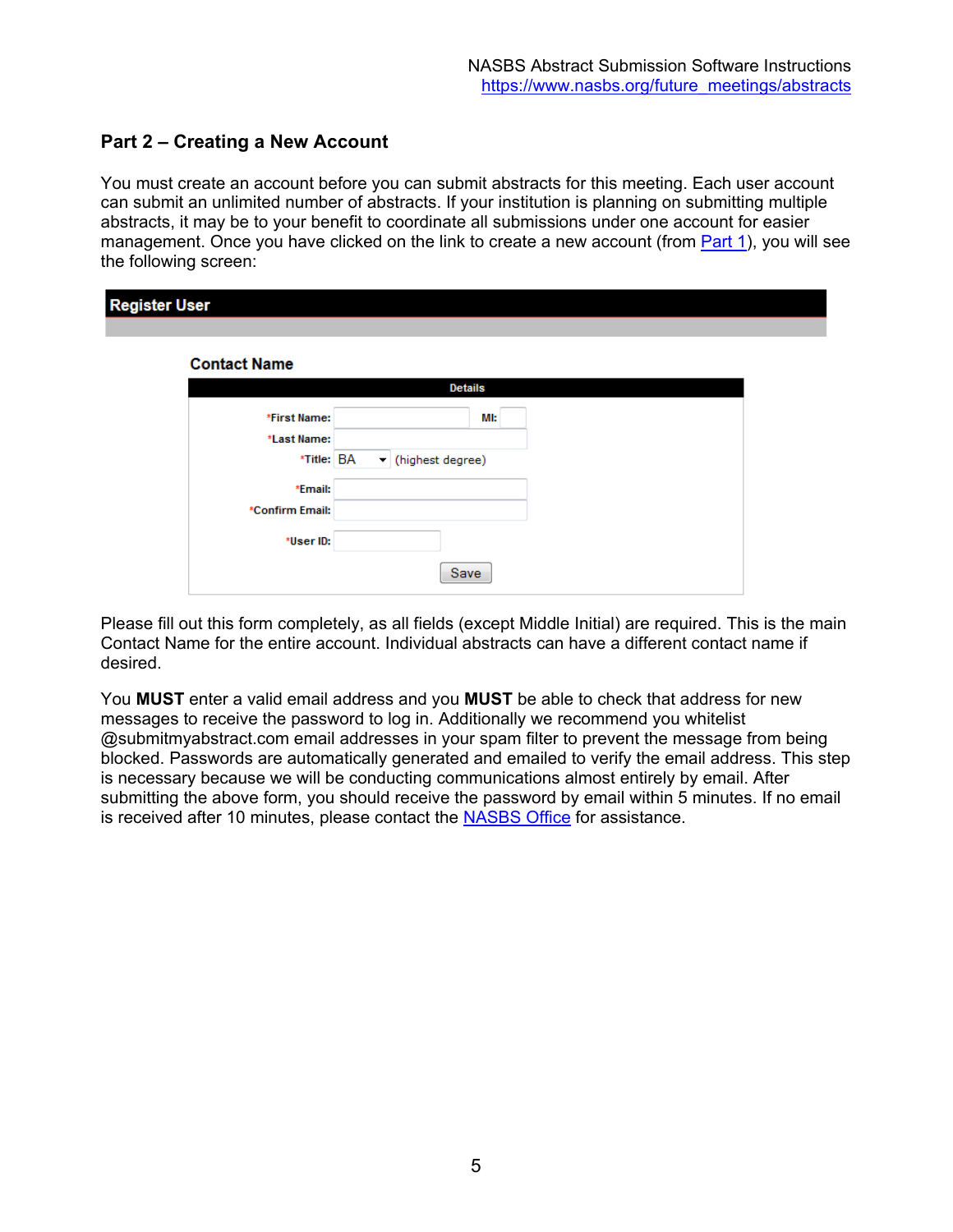## Part 2 – Creating a New Account

You must create an account before you can submit abstracts for this meeting. Each user account can submit an unlimited number of abstracts. If your institution is planning on submitting multiple abstracts, it may be to your benefit to coordinate all submissions under one account for easier management. Once you have clicked on the link to create a new account (from Part 1), you will see the following screen:

**Register User**

**Contact Name**

| Details | |
|---|---|
| *First Name: | MI: |
| *Last Name: | |
| *Title: | BA (highest degree) |
| *Email: | |
| *Confirm Email: | |
| *User ID: | |
| | Save |

Please fill out this form completely, as all fields (except Middle Initial) are required. This is the main Contact Name for the entire account. Individual abstracts can have a different contact name if desired.

You **MUST** enter a valid email address and you **MUST** be able to check that address for new messages to receive the password to log in. Additionally we recommend you whitelist @submitmyabstract.com email addresses in your spam filter to prevent the message from being blocked. Passwords are automatically generated and emailed to verify the email address. This step is necessary because we will be conducting communications almost entirely by email. After submitting the above form, you should receive the password by email within 5 minutes. If no email is received after 10 minutes, please contact the NASBS Office for assistance.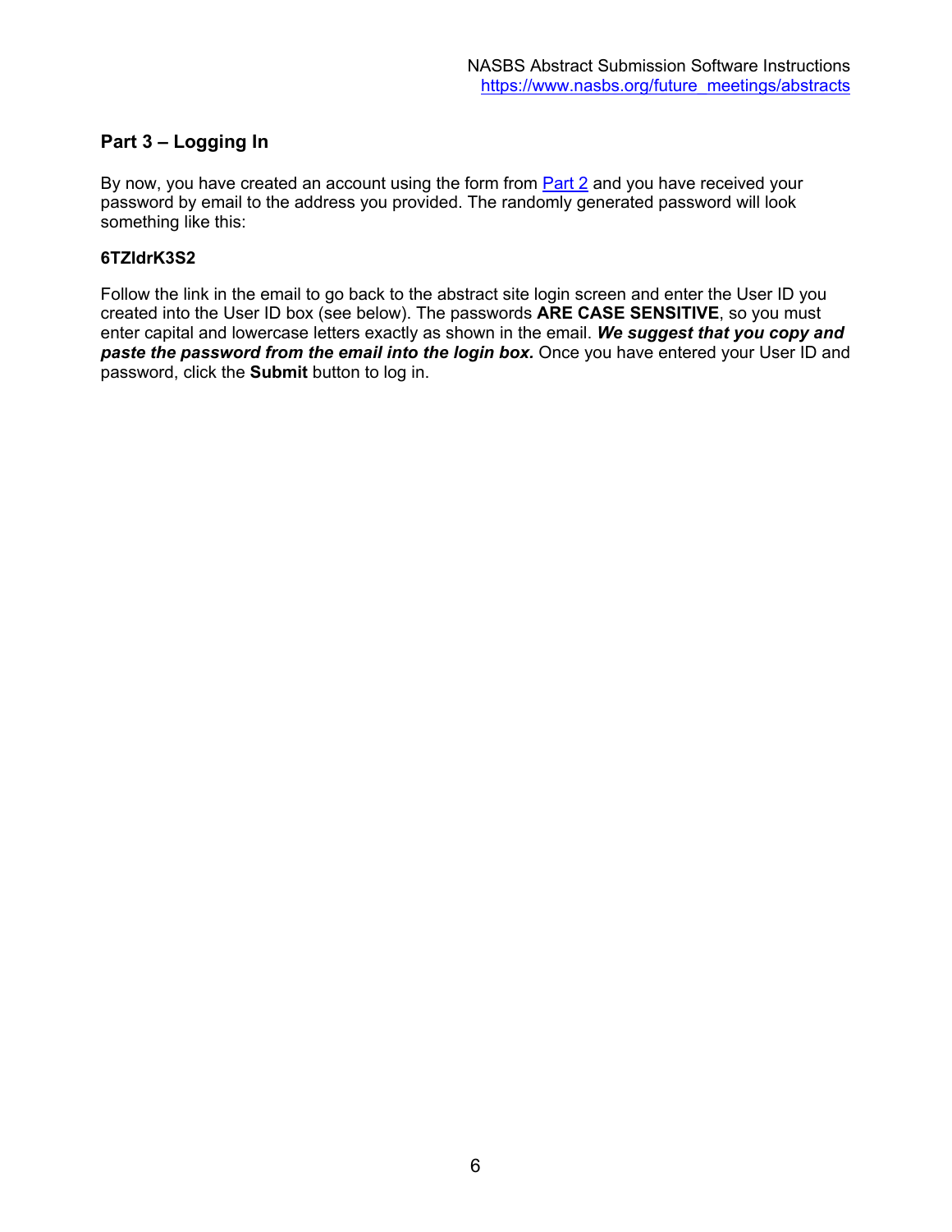## Part 3 – Logging In

By now, you have created an account using the form from Part 2 and you have received your password by email to the address you provided. The randomly generated password will look something like this:

**6TZldrK3S2**

Follow the link in the email to go back to the abstract site login screen and enter the User ID you created into the User ID box (see below). The passwords **ARE CASE SENSITIVE**, so you must enter capital and lowercase letters exactly as shown in the email. ***We suggest that you copy and paste the password from the email into the login box.*** Once you have entered your User ID and password, click the **Submit** button to log in.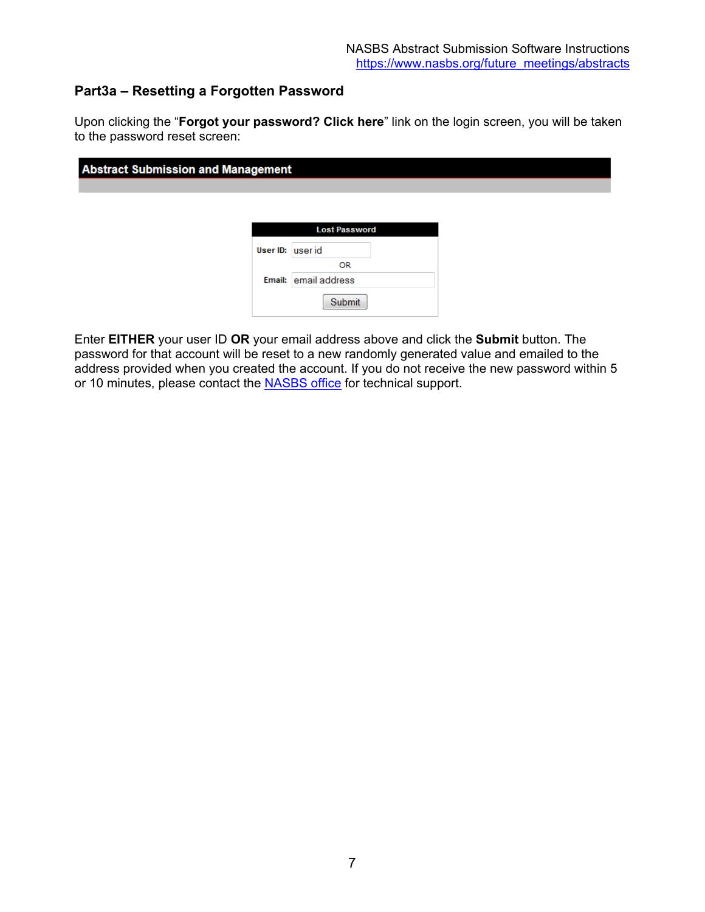## Part3a – Resetting a Forgotten Password

Upon clicking the “**Forgot your password? Click here**” link on the login screen, you will be taken to the password reset screen:

**Abstract Submission and Management**

**Lost Password**

**User ID:** user id

OR

**Email:** email address

Submit

Enter **EITHER** your user ID **OR** your email address above and click the **Submit** button. The password for that account will be reset to a new randomly generated value and emailed to the address provided when you created the account. If you do not receive the new password within 5 or 10 minutes, please contact the NASBS office for technical support.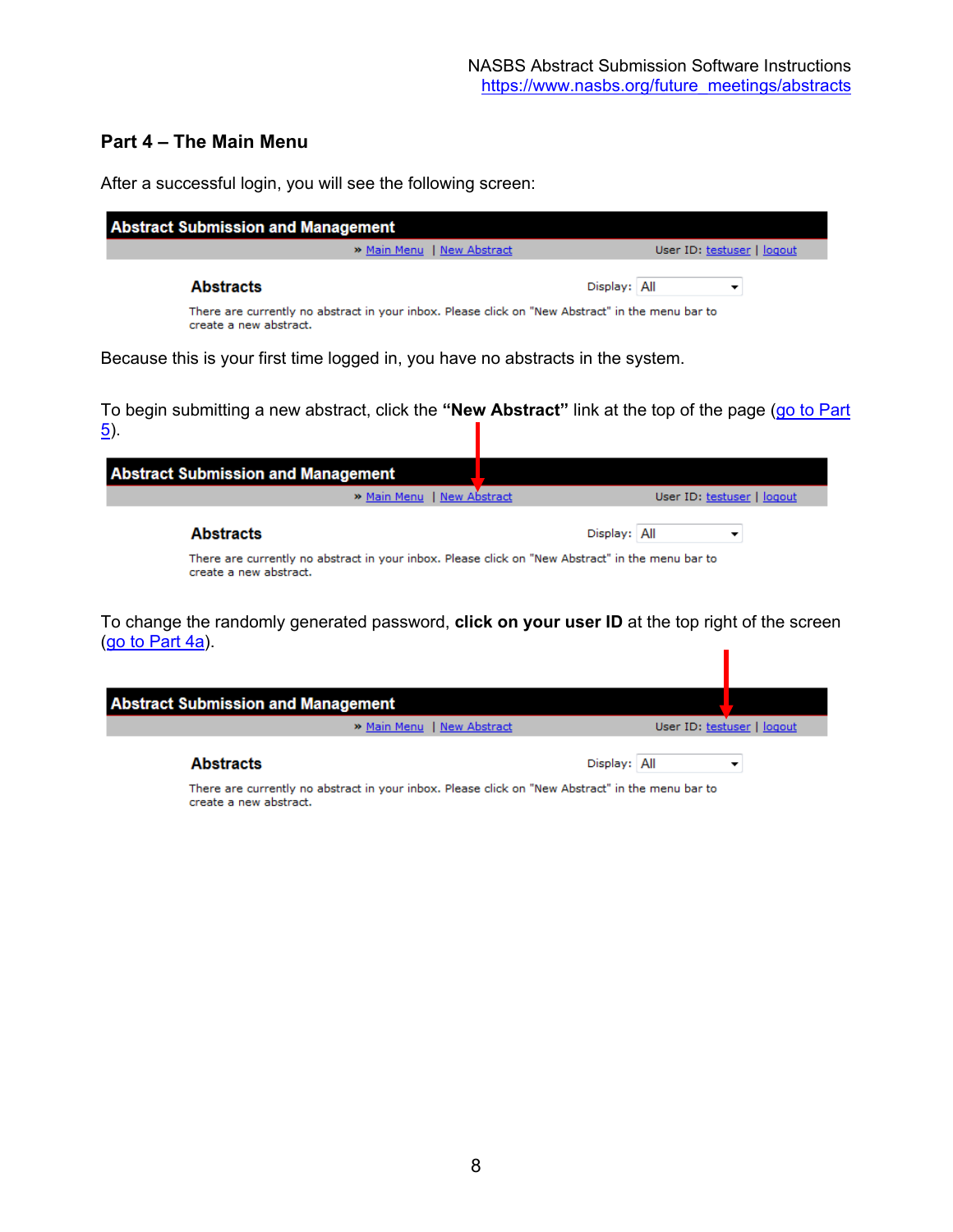## Part 4 – The Main Menu

After a successful login, you will see the following screen:

**Abstract Submission and Management**

» Main Menu | New Abstract    User ID: testuser | logout

**Abstracts**    Display: All

There are currently no abstract in your inbox. Please click on "New Abstract" in the menu bar to create a new abstract.

Because this is your first time logged in, you have no abstracts in the system.

To begin submitting a new abstract, click the **"New Abstract"** link at the top of the page (go to Part 5).

**Abstract Submission and Management**

» Main Menu | New Abstract    User ID: testuser | logout

**Abstracts**    Display: All

There are currently no abstract in your inbox. Please click on "New Abstract" in the menu bar to create a new abstract.

To change the randomly generated password, **click on your user ID** at the top right of the screen (go to Part 4a).

**Abstract Submission and Management**

» Main Menu | New Abstract    User ID: testuser | logout

**Abstracts**    Display: All

There are currently no abstract in your inbox. Please click on "New Abstract" in the menu bar to create a new abstract.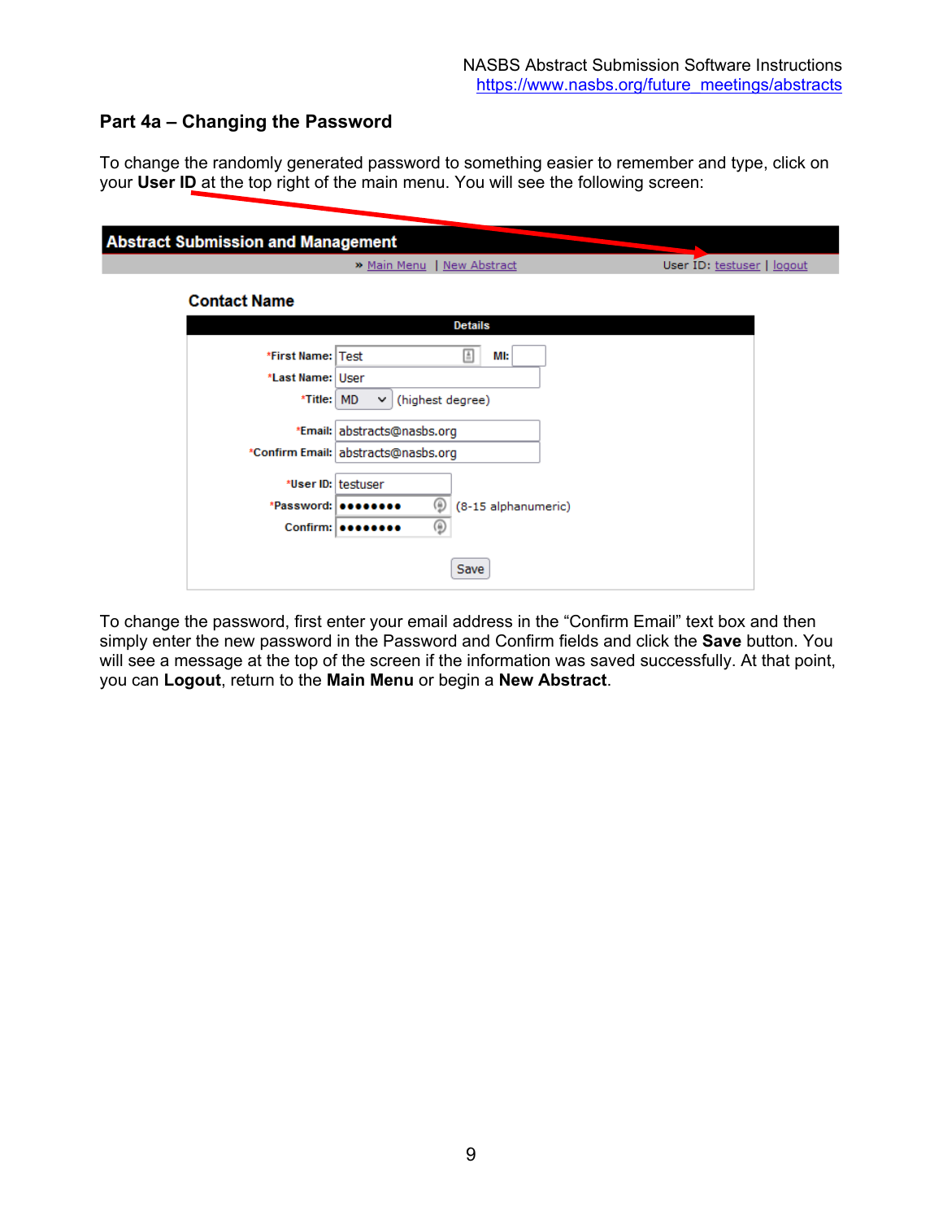## Part 4a – Changing the Password

To change the randomly generated password to something easier to remember and type, click on your **User ID** at the top right of the main menu. You will see the following screen:

**Abstract Submission and Management**

» Main Menu | New Abstract User ID: testuser | logout

**Contact Name**

**Details**

| | |
|---|---|
| *First Name: | Test &nbsp;&nbsp; MI: |
| *Last Name: | User |
| *Title: | MD (highest degree) |
| *Email: | abstracts@nasbs.org |
| *Confirm Email: | abstracts@nasbs.org |
| *User ID: | testuser |
| *Password: | •••••••• (8-15 alphanumeric) |
| Confirm: | •••••••• |

Save

To change the password, first enter your email address in the "Confirm Email" text box and then simply enter the new password in the Password and Confirm fields and click the **Save** button. You will see a message at the top of the screen if the information was saved successfully. At that point, you can **Logout**, return to the **Main Menu** or begin a **New Abstract**.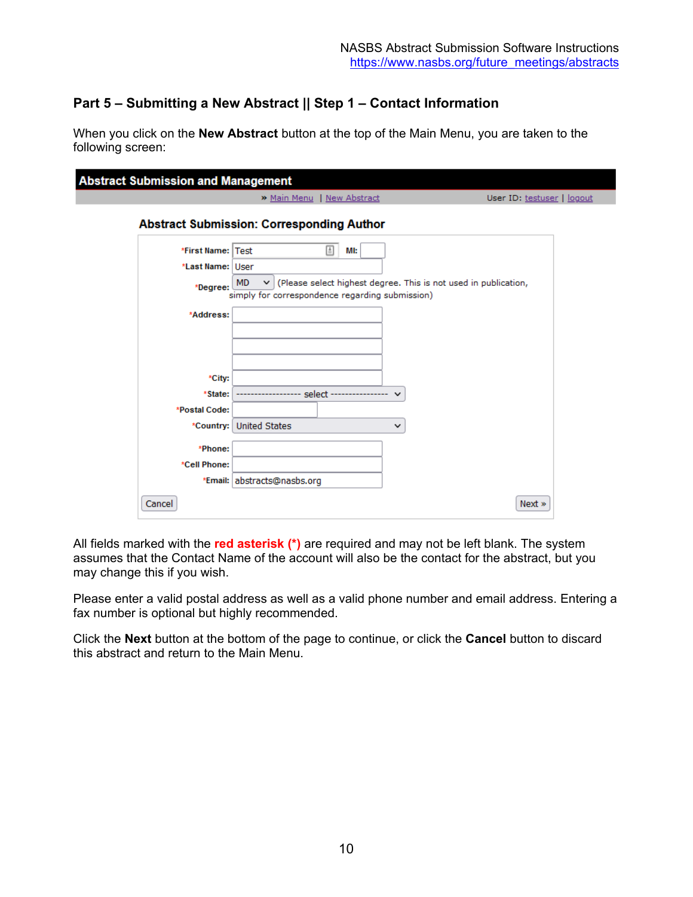## Part 5 – Submitting a New Abstract || Step 1 – Contact Information

When you click on the **New Abstract** button at the top of the Main Menu, you are taken to the following screen:

**Abstract Submission and Management**

» Main Menu | New Abstract    User ID: testuser | logout

**Abstract Submission: Corresponding Author**

| | |
|---|---|
| *First Name: | Test    MI: |
| *Last Name: | User |
| *Degree: | MD (Please select highest degree. This is not used in publication, simply for correspondence regarding submission) |
| *Address: | |
| *City: | |
| *State: | ---------------- select ---------------- |
| *Postal Code: | |
| *Country: | United States |
| *Phone: | |
| *Cell Phone: | |
| *Email: | abstracts@nasbs.org |

Cancel    Next »

All fields marked with the **red asterisk (*)** are required and may not be left blank. The system assumes that the Contact Name of the account will also be the contact for the abstract, but you may change this if you wish.

Please enter a valid postal address as well as a valid phone number and email address. Entering a fax number is optional but highly recommended.

Click the **Next** button at the bottom of the page to continue, or click the **Cancel** button to discard this abstract and return to the Main Menu.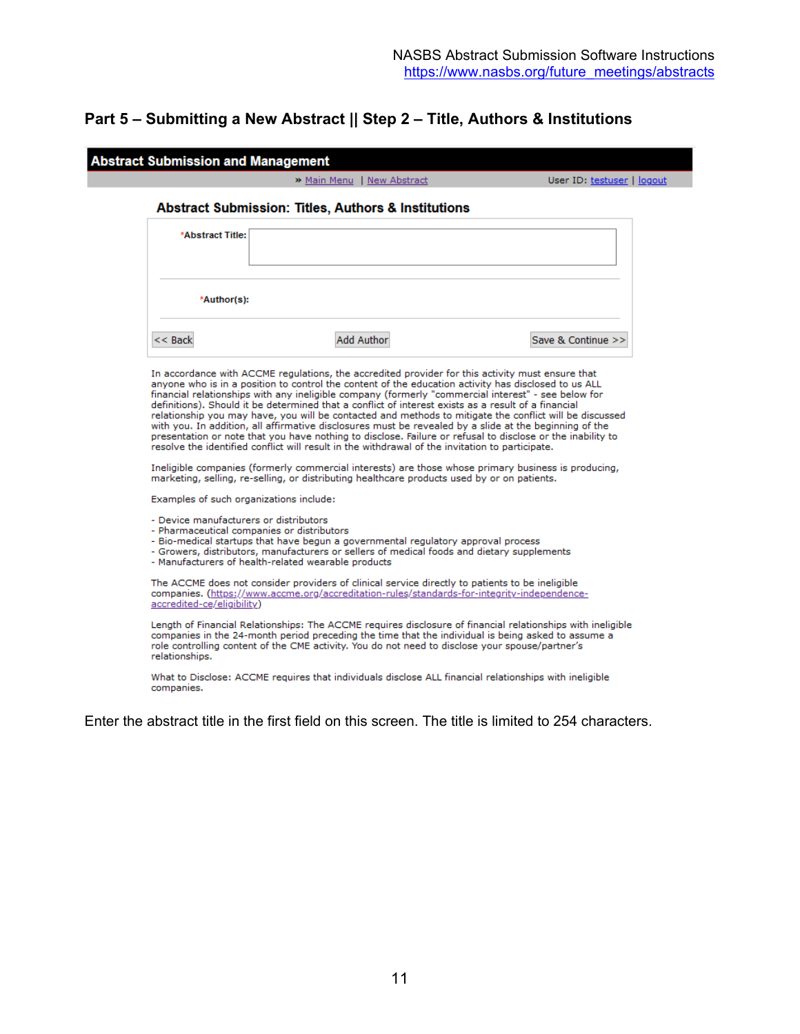## Part 5 – Submitting a New Abstract || Step 2 – Title, Authors & Institutions

**Abstract Submission and Management**

» Main Menu | New Abstract    User ID: testuser | logout

**Abstract Submission: Titles, Authors & Institutions**

*Abstract Title:

*Author(s):

<< Back    Add Author    Save & Continue >>

In accordance with ACCME regulations, the accredited provider for this activity must ensure that anyone who is in a position to control the content of the education activity has disclosed to us ALL financial relationships with any ineligible company (formerly "commercial interest" - see below for definitions). Should it be determined that a conflict of interest exists as a result of a financial relationship you may have, you will be contacted and methods to mitigate the conflict will be discussed with you. In addition, all affirmative disclosures must be revealed by a slide at the beginning of the presentation or note that you have nothing to disclose. Failure or refusal to disclose or the inability to resolve the identified conflict will result in the withdrawal of the invitation to participate.

Ineligible companies (formerly commercial interests) are those whose primary business is producing, marketing, selling, re-selling, or distributing healthcare products used by or on patients.

Examples of such organizations include:

- Device manufacturers or distributors
- Pharmaceutical companies or distributors
- Bio-medical startups that have begun a governmental regulatory approval process
- Growers, distributors, manufacturers or sellers of medical foods and dietary supplements
- Manufacturers of health-related wearable products

The ACCME does not consider providers of clinical service directly to patients to be ineligible companies. (https://www.accme.org/accreditation-rules/standards-for-integrity-independence-accredited-ce/eligibility)

Length of Financial Relationships: The ACCME requires disclosure of financial relationships with ineligible companies in the 24-month period preceding the time that the individual is being asked to assume a role controlling content of the CME activity. You do not need to disclose your spouse/partner's relationships.

What to Disclose: ACCME requires that individuals disclose ALL financial relationships with ineligible companies.

Enter the abstract title in the first field on this screen. The title is limited to 254 characters.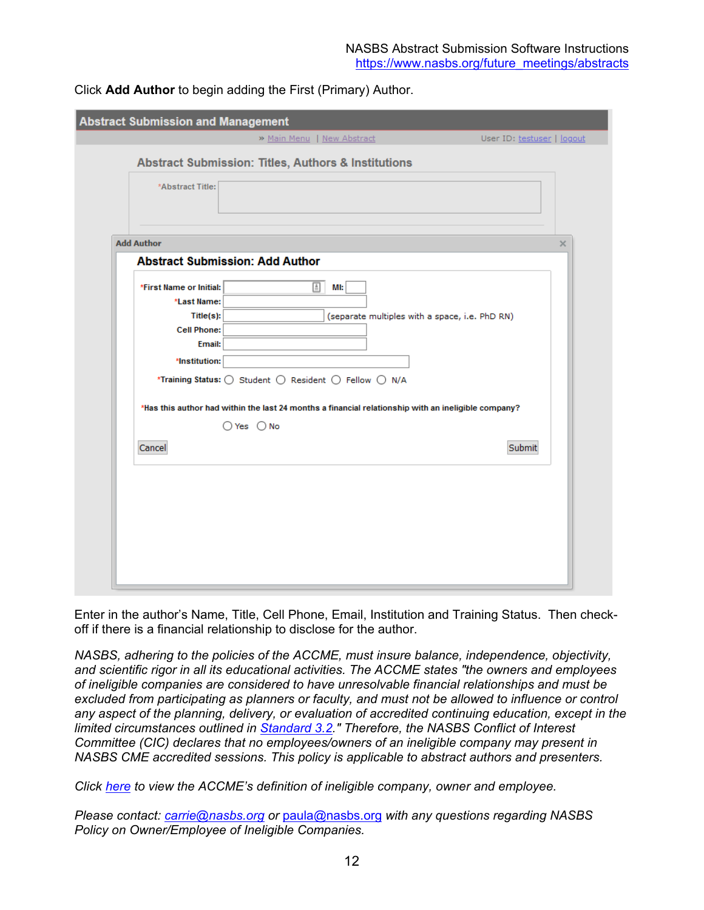Click **Add Author** to begin adding the First (Primary) Author.

Abstract Submission and Management

» Main Menu | New Abstract    User ID: testuser | logout

Abstract Submission: Titles, Authors & Institutions

*Abstract Title:

Add Author

**Abstract Submission: Add Author**

*First Name or Initial:    MI:
*Last Name:
Title(s): (separate multiples with a space, i.e. PhD RN)
Cell Phone:
Email:
*Institution:
*Training Status: ○ Student ○ Resident ○ Fellow ○ N/A

*Has this author had within the last 24 months a financial relationship with an ineligible company?

○ Yes ○ No

Cancel    Submit

Enter in the author's Name, Title, Cell Phone, Email, Institution and Training Status. Then check-off if there is a financial relationship to disclose for the author.

*NASBS, adhering to the policies of the ACCME, must insure balance, independence, objectivity, and scientific rigor in all its educational activities. The ACCME states "the owners and employees of ineligible companies are considered to have unresolvable financial relationships and must be excluded from participating as planners or faculty, and must not be allowed to influence or control any aspect of the planning, delivery, or evaluation of accredited continuing education, except in the limited circumstances outlined in Standard 3.2." Therefore, the NASBS Conflict of Interest Committee (CIC) declares that no employees/owners of an ineligible company may present in NASBS CME accredited sessions. This policy is applicable to abstract authors and presenters.*

*Click here to view the ACCME's definition of ineligible company, owner and employee.*

*Please contact: carrie@nasbs.org or paula@nasbs.org with any questions regarding NASBS Policy on Owner/Employee of Ineligible Companies.*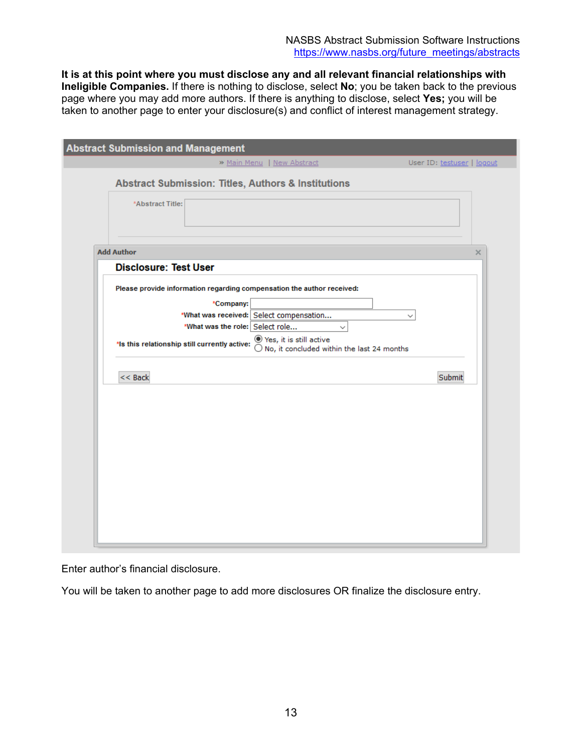**It is at this point where you must disclose any and all relevant financial relationships with Ineligible Companies.** If there is nothing to disclose, select **No**; you be taken back to the previous page where you may add more authors. If there is anything to disclose, select **Yes;** you will be taken to another page to enter your disclosure(s) and conflict of interest management strategy.

Abstract Submission and Management

» Main Menu | New Abstract    User ID: testuser | logout

Abstract Submission: Titles, Authors & Institutions

*Abstract Title:

Add Author

Disclosure: Test User

Please provide information regarding compensation the author received:

*Company:

*What was received: Select compensation...

*What was the role: Select role...

*Is this relationship still currently active: Yes, it is still active / No, it concluded within the last 24 months

<< Back    Submit

Enter author's financial disclosure.

You will be taken to another page to add more disclosures OR finalize the disclosure entry.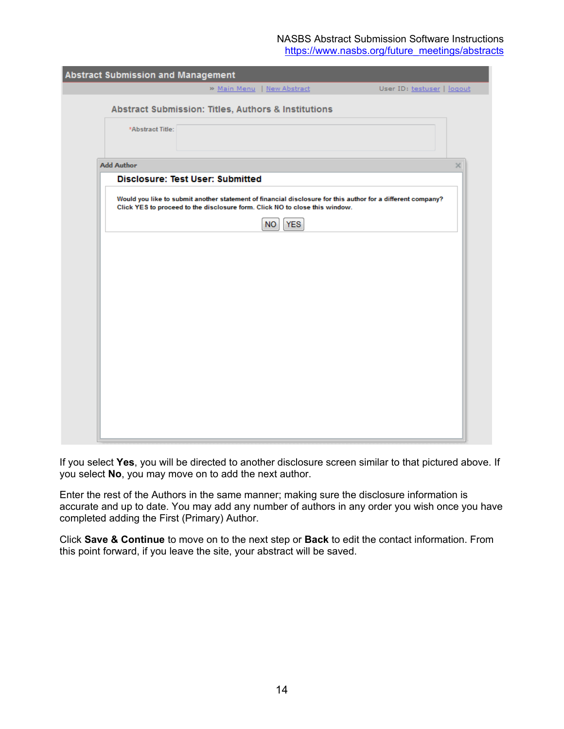Abstract Submission and Management

» Main Menu | New Abstract        User ID: testuser | logout

Abstract Submission: Titles, Authors & Institutions

*Abstract Title:

Add Author

**Disclosure: Test User: Submitted**

Would you like to submit another statement of financial disclosure for this author for a different company? Click YES to proceed to the disclosure form. Click NO to close this window.

NO   YES

If you select **Yes**, you will be directed to another disclosure screen similar to that pictured above. If you select **No**, you may move on to add the next author.

Enter the rest of the Authors in the same manner; making sure the disclosure information is accurate and up to date. You may add any number of authors in any order you wish once you have completed adding the First (Primary) Author.

Click **Save & Continue** to move on to the next step or **Back** to edit the contact information. From this point forward, if you leave the site, your abstract will be saved.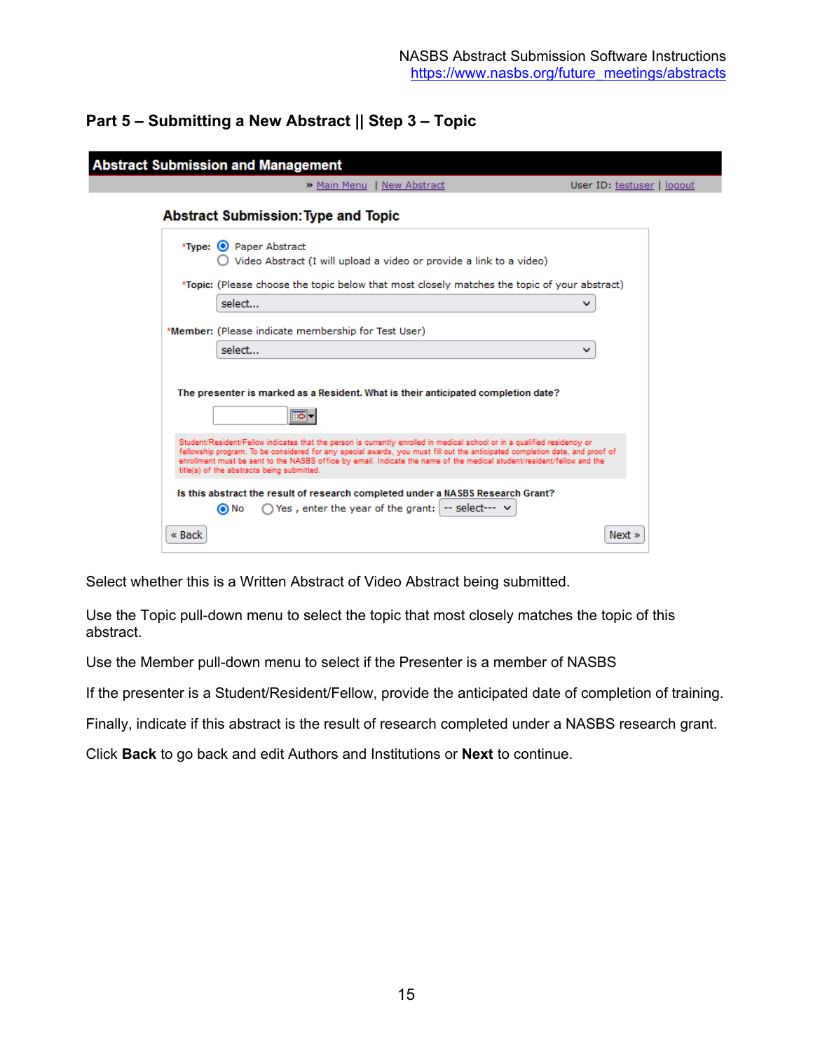## Part 5 – Submitting a New Abstract || Step 3 – Topic

**Abstract Submission and Management**

» Main Menu | New Abstract User ID: testuser | logout

**Abstract Submission: Type and Topic**

*Type: Paper Abstract
Video Abstract (I will upload a video or provide a link to a video)

*Topic: (Please choose the topic below that most closely matches the topic of your abstract)
select...

*Member: (Please indicate membership for Test User)
select...

**The presenter is marked as a Resident. What is their anticipated completion date?**

Student/Resident/Fellow indicates that the person is currently enrolled in medical school or in a qualified residency or fellowship program. To be considered for any special awards, you must fill out the anticipated completion date, and proof of enrollment must be sent to the NASBS office by email. Indicate the name of the medical student/resident/fellow and the title(s) of the abstracts being submitted.

**Is this abstract the result of research completed under a NASBS Research Grant?**
No Yes , enter the year of the grant: -- select---

« Back Next »

Select whether this is a Written Abstract of Video Abstract being submitted.

Use the Topic pull-down menu to select the topic that most closely matches the topic of this abstract.

Use the Member pull-down menu to select if the Presenter is a member of NASBS

If the presenter is a Student/Resident/Fellow, provide the anticipated date of completion of training.

Finally, indicate if this abstract is the result of research completed under a NASBS research grant.

Click **Back** to go back and edit Authors and Institutions or **Next** to continue.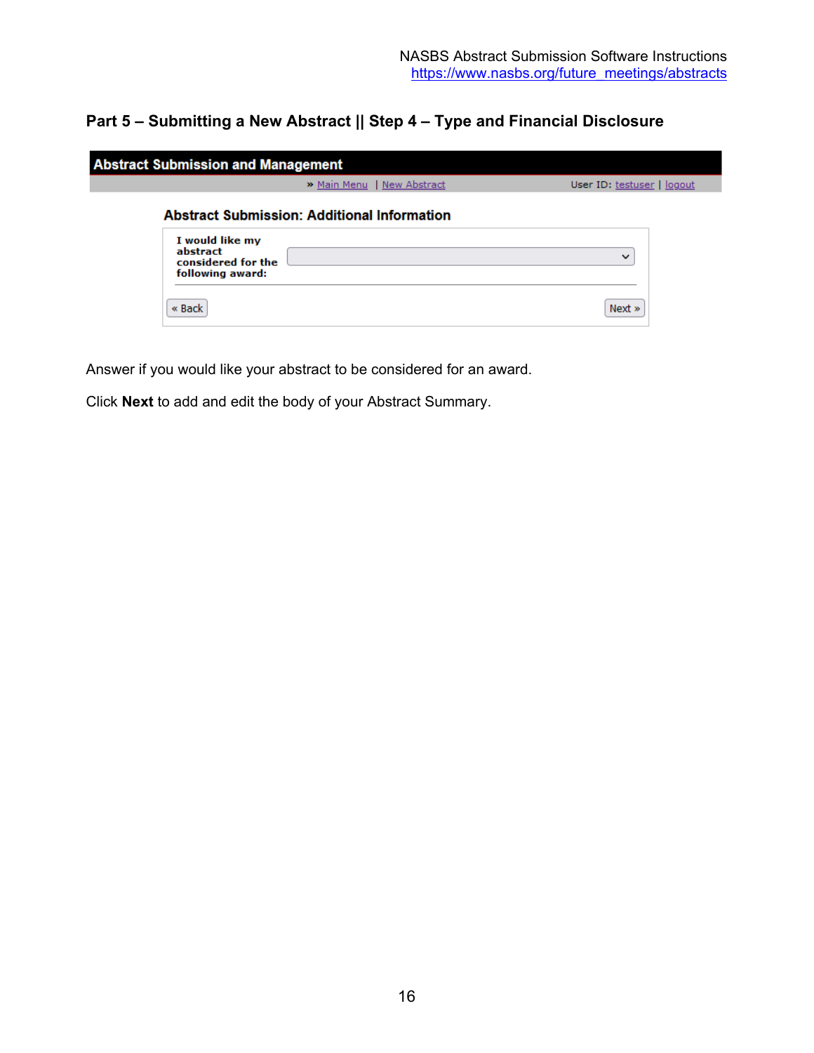## Part 5 – Submitting a New Abstract || Step 4 – Type and Financial Disclosure

**Abstract Submission and Management**

» Main Menu | New Abstract    User ID: testuser | logout

**Abstract Submission: Additional Information**

**I would like my abstract considered for the following award:** [dropdown]

« Back    Next »

Answer if you would like your abstract to be considered for an award.

Click **Next** to add and edit the body of your Abstract Summary.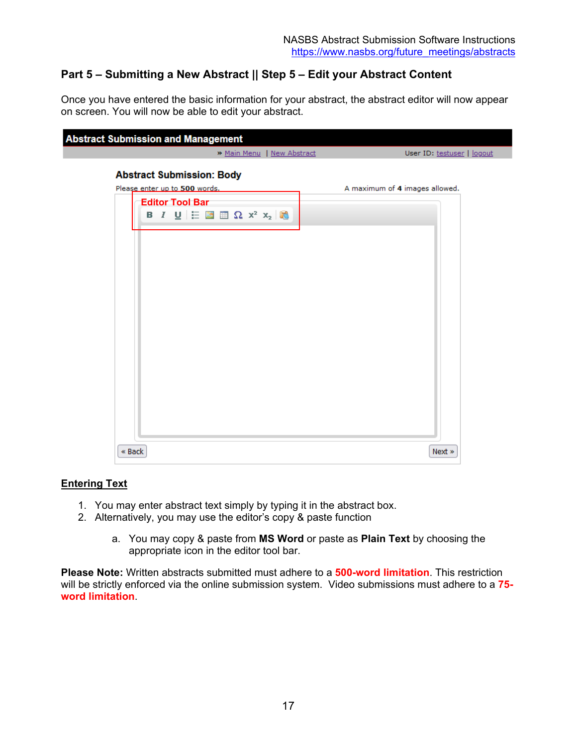## Part 5 – Submitting a New Abstract || Step 5 – Edit your Abstract Content

Once you have entered the basic information for your abstract, the abstract editor will now appear on screen. You will now be able to edit your abstract.

**Abstract Submission and Management**

» Main Menu | New Abstract    User ID: testuser | logout

**Abstract Submission: Body**

Please enter up to **500** words.    A maximum of **4** images allowed.

Editor Tool Bar

« Back    Next »

### Entering Text

1. You may enter abstract text simply by typing it in the abstract box.
2. Alternatively, you may use the editor's copy & paste function

    a. You may copy & paste from **MS Word** or paste as **Plain Text** by choosing the appropriate icon in the editor tool bar.

**Please Note:** Written abstracts submitted must adhere to a **500-word limitation**. This restriction will be strictly enforced via the online submission system. Video submissions must adhere to a **75-word limitation**.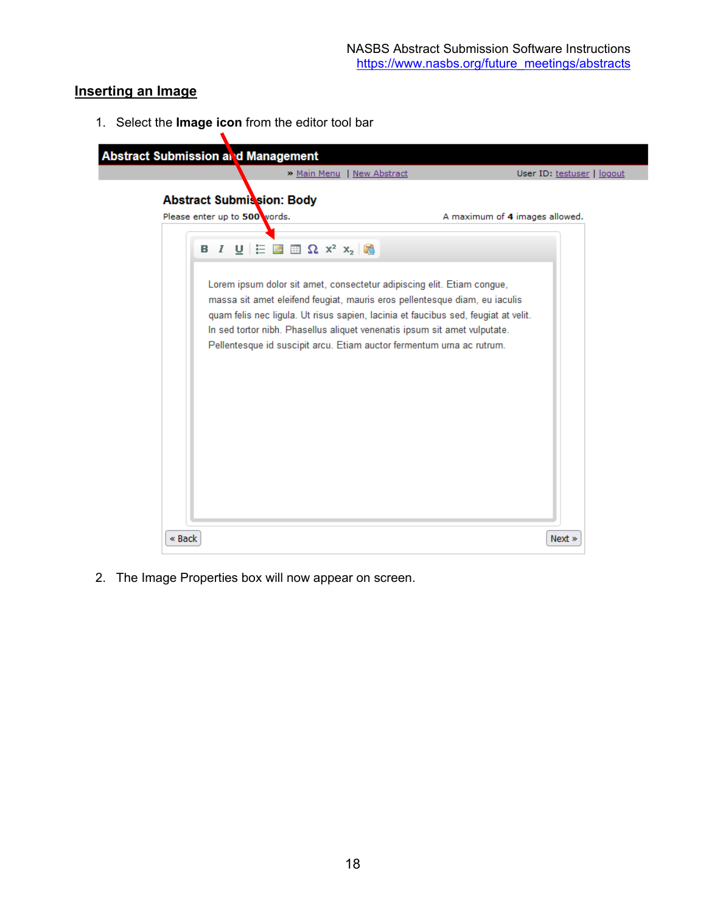## Inserting an Image

1. Select the **Image icon** from the editor tool bar

2. The Image Properties box will now appear on screen.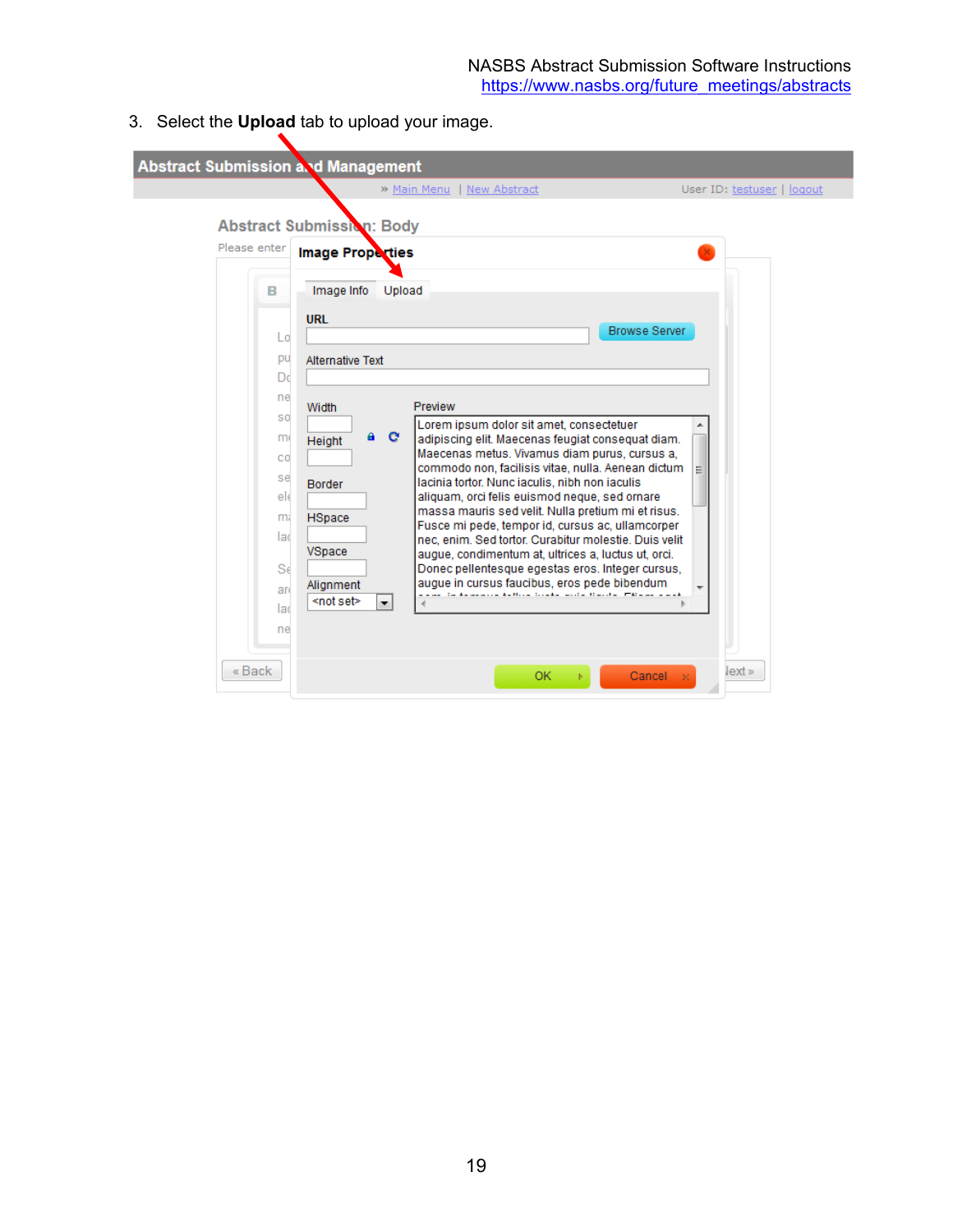3. Select the **Upload** tab to upload your image.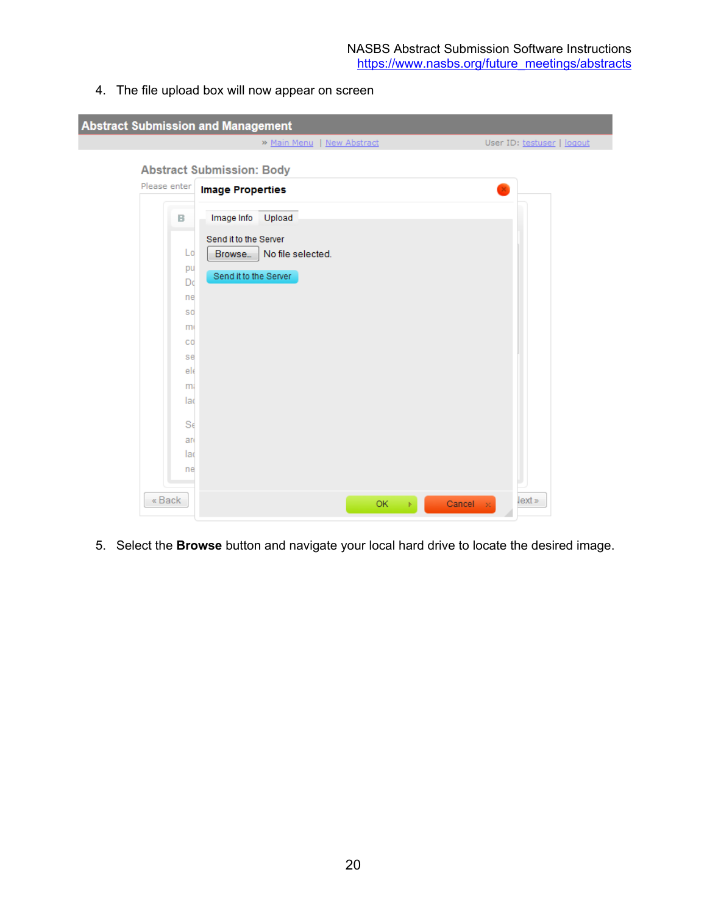4. The file upload box will now appear on screen

5. Select the **Browse** button and navigate your local hard drive to locate the desired image.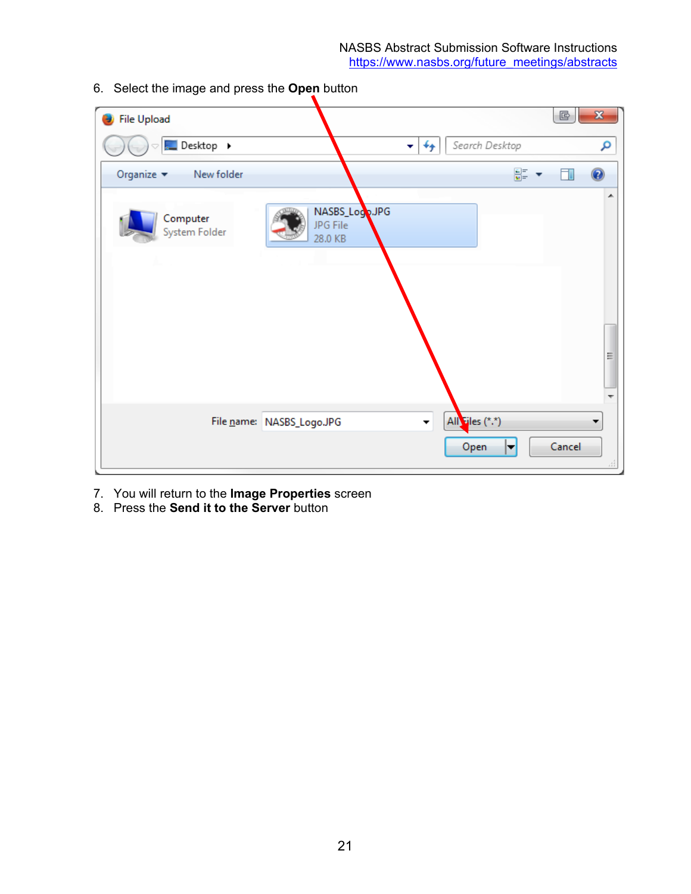6. Select the image and press the **Open** button

7. You will return to the **Image Properties** screen
8. Press the **Send it to the Server** button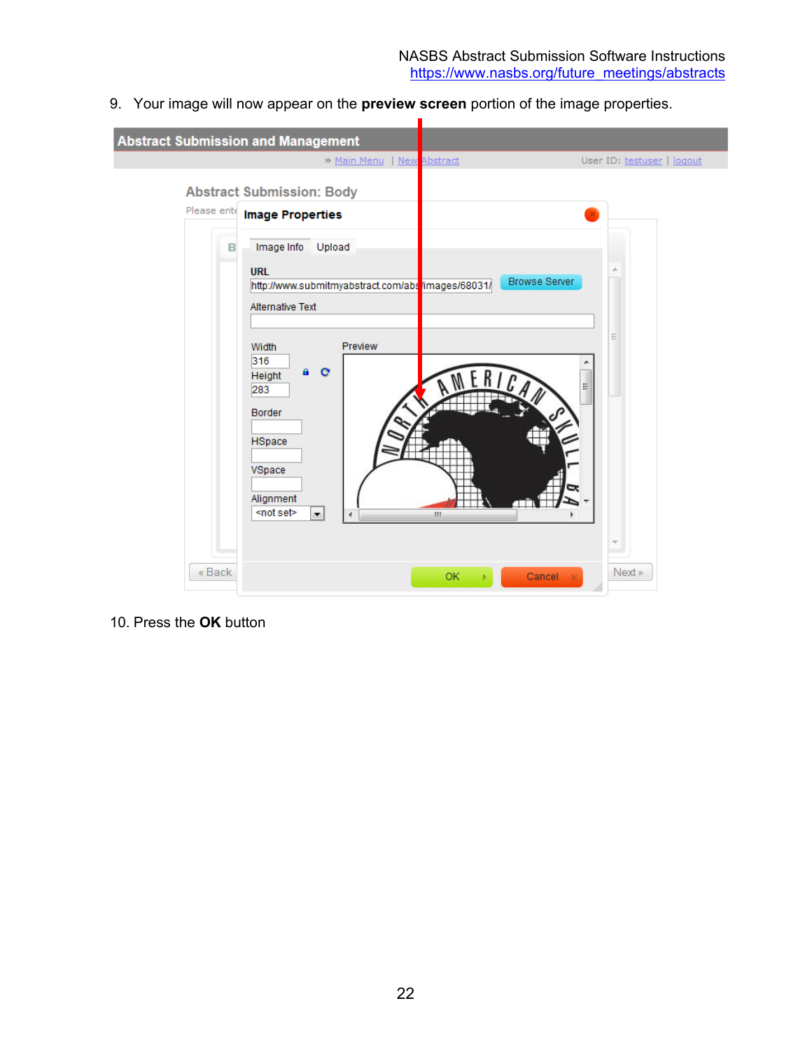9. Your image will now appear on the **preview screen** portion of the image properties.

10. Press the **OK** button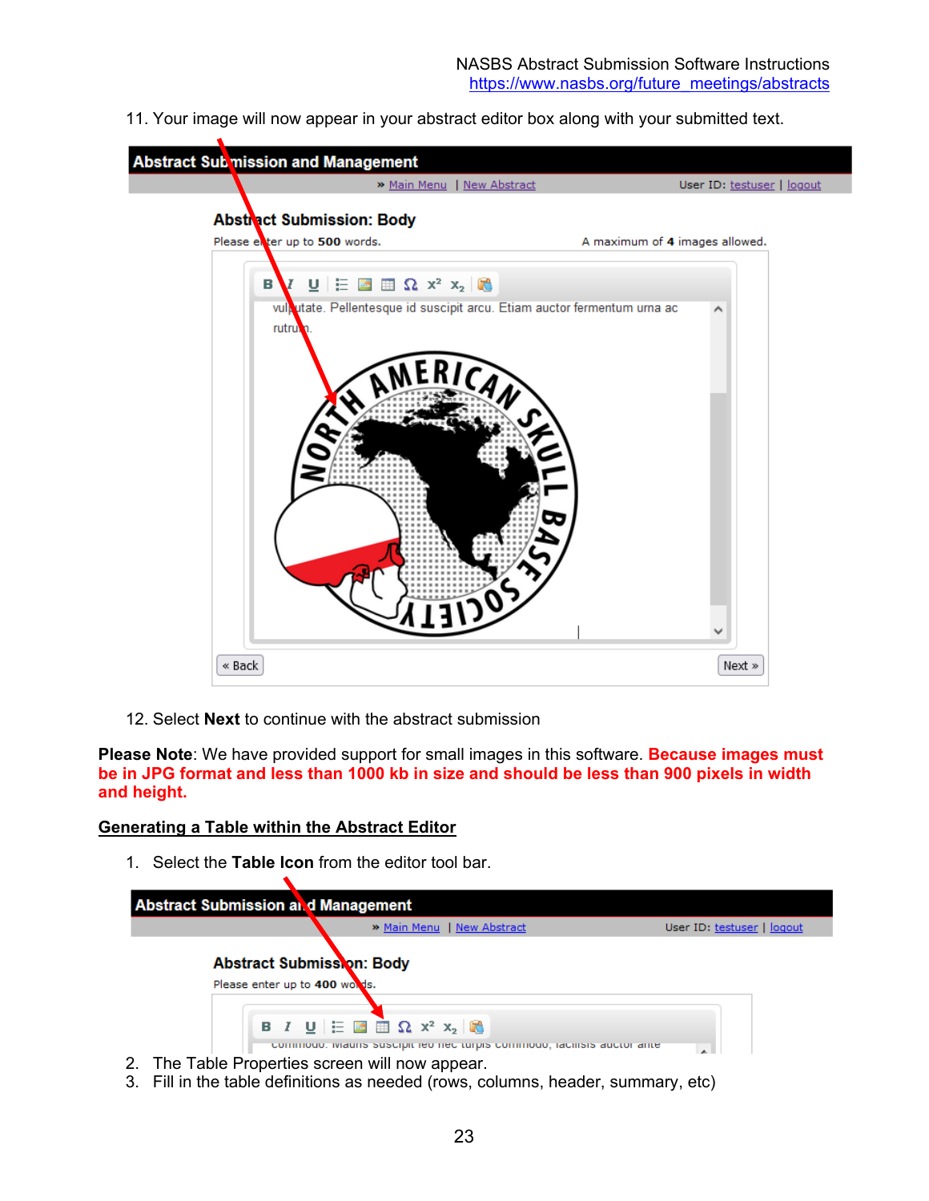11. Your image will now appear in your abstract editor box along with your submitted text.

12. Select **Next** to continue with the abstract submission

**Please Note**: We have provided support for small images in this software. **Because images must be in JPG format and less than 1000 kb in size and should be less than 900 pixels in width and height.**

## Generating a Table within the Abstract Editor

1. Select the **Table Icon** from the editor tool bar.
2. The Table Properties screen will now appear.
3. Fill in the table definitions as needed (rows, columns, header, summary, etc)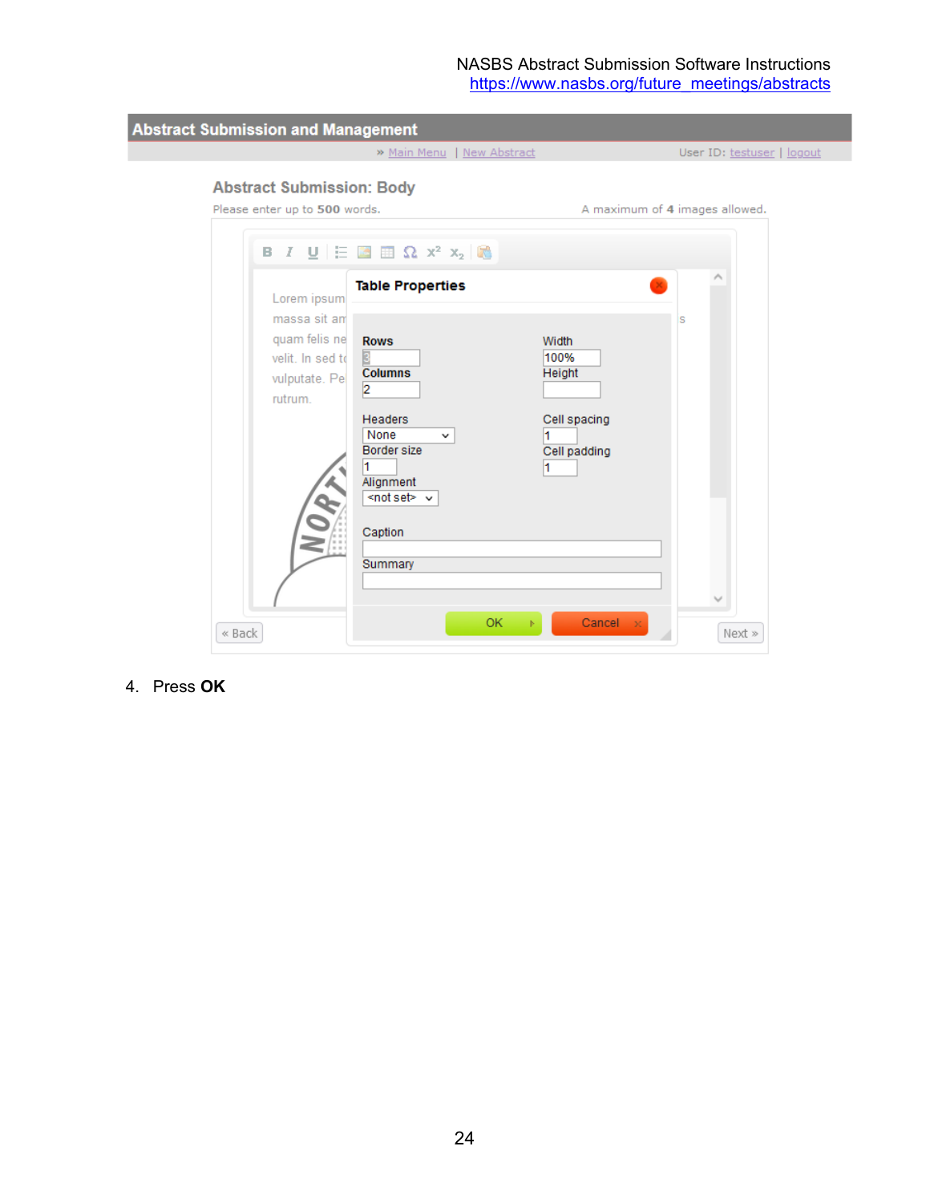Abstract Submission and Management

» Main Menu | New Abstract    User ID: testuser | logout

Abstract Submission: Body

Please enter up to **500** words.    A maximum of **4** images allowed.

Lorem ipsum massa sit am quam felis ne velit. In sed t vulputate. Pe rutrum.

**Table Properties**

**Rows** 3
**Columns** 2
Width 100%
Height

Headers None
Border size 1
Alignment <not set>
Cell spacing 1
Cell padding 1

Caption

Summary

OK    Cancel

« Back    Next »

4. Press **OK**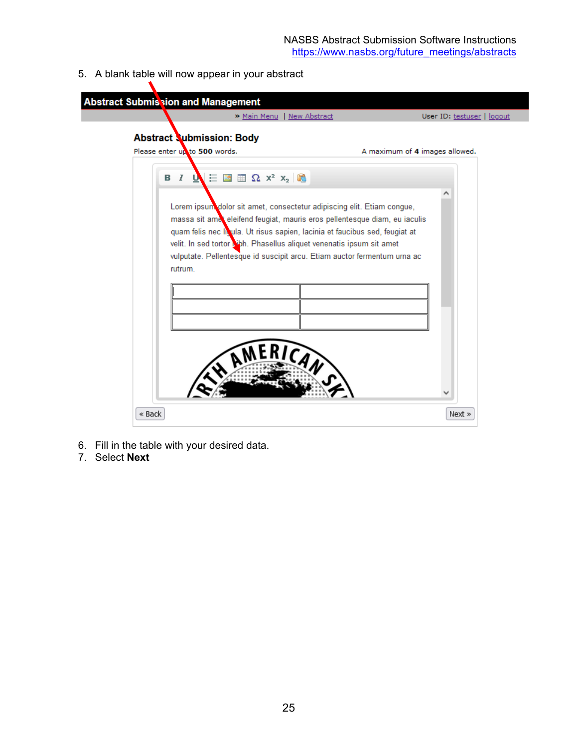5. A blank table will now appear in your abstract

6. Fill in the table with your desired data.
7. Select **Next**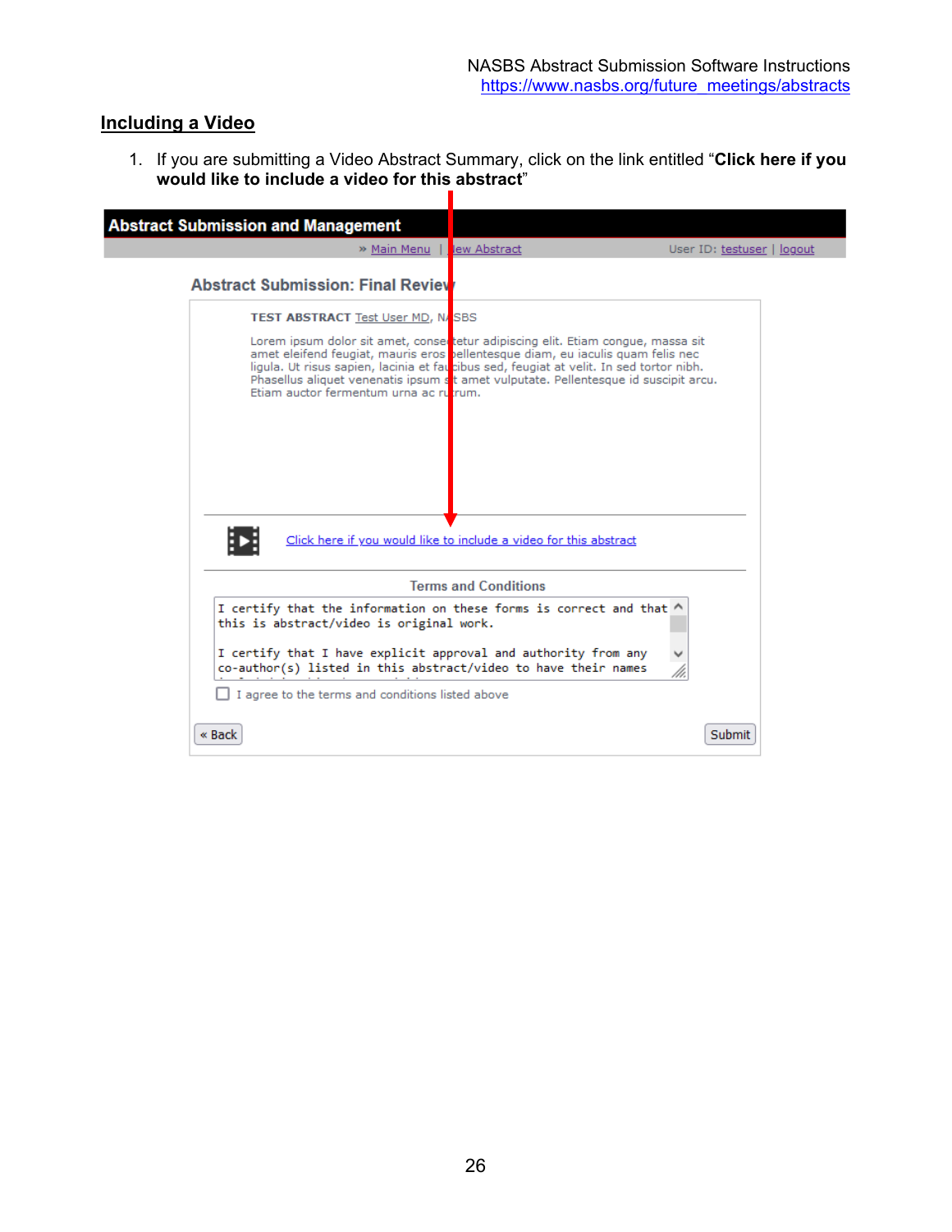## Including a Video

1. If you are submitting a Video Abstract Summary, click on the link entitled "**Click here if you would like to include a video for this abstract**"

**Abstract Submission and Management**

» Main Menu | New Abstract    User ID: testuser | logout

**Abstract Submission: Final Review**

**TEST ABSTRACT** Test User MD, NASBS

Lorem ipsum dolor sit amet, consectetur adipiscing elit. Etiam congue, massa sit amet eleifend feugiat, mauris eros pellentesque diam, eu iaculis quam felis nec ligula. Ut risus sapien, lacinia et faucibus sed, feugiat at velit. In sed tortor nibh. Phasellus aliquet venenatis ipsum sit amet vulputate. Pellentesque id suscipit arcu. Etiam auctor fermentum urna ac rutrum.

Click here if you would like to include a video for this abstract

Terms and Conditions

I certify that the information on these forms is correct and that this is abstract/video is original work.

I certify that I have explicit approval and authority from any co-author(s) listed in this abstract/video to have their names

☐ I agree to the terms and conditions listed above

« Back    Submit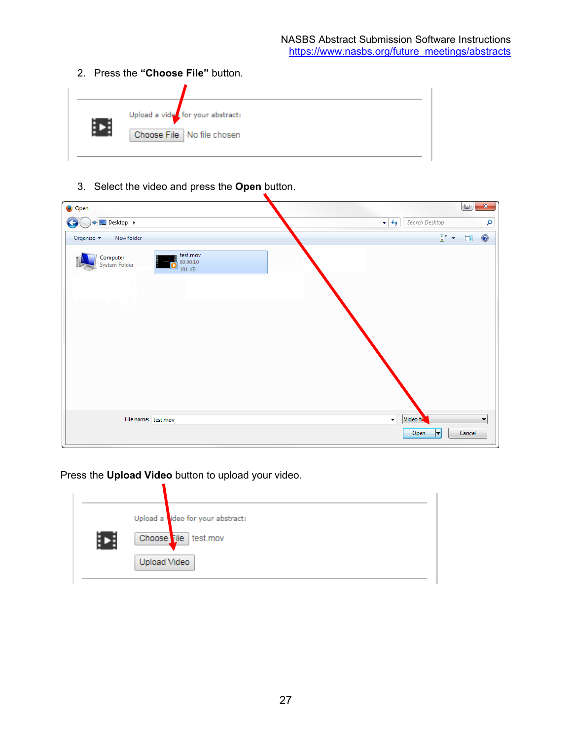2. Press the **"Choose File"** button.

3. Select the video and press the **Open** button.

Press the **Upload Video** button to upload your video.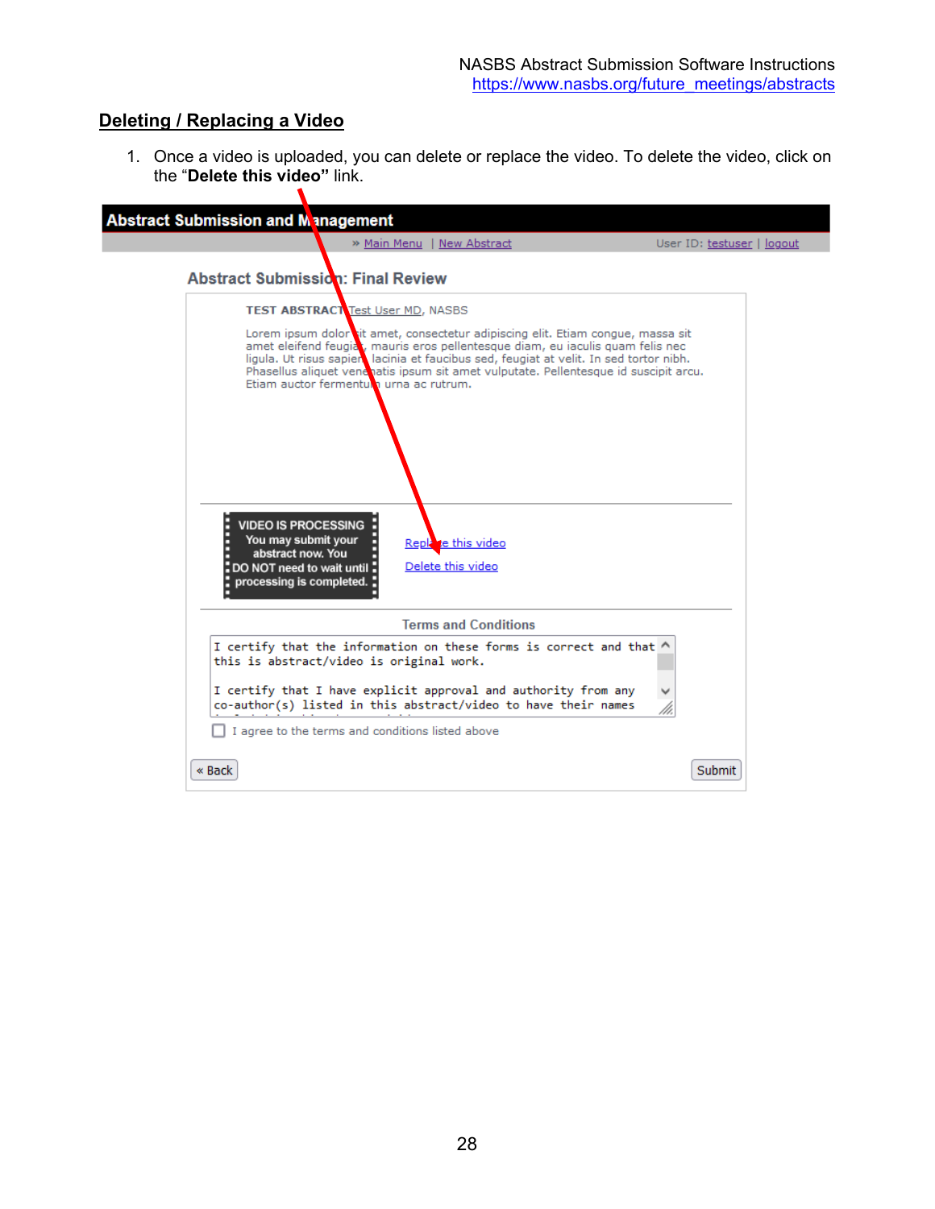## Deleting / Replacing a Video

1. Once a video is uploaded, you can delete or replace the video. To delete the video, click on the "**Delete this video"** link.

**Abstract Submission and Management**

» Main Menu | New Abstract    User ID: testuser | logout

**Abstract Submission: Final Review**

**TEST ABSTRACT** Test User MD, NASBS

Lorem ipsum dolor sit amet, consectetur adipiscing elit. Etiam congue, massa sit amet eleifend feugiat, mauris eros pellentesque diam, eu iaculis quam felis nec ligula. Ut risus sapien lacinia et faucibus sed, feugiat at velit. In sed tortor nibh. Phasellus aliquet venenatis ipsum sit amet vulputate. Pellentesque id suscipit arcu. Etiam auctor fermentum urna ac rutrum.

VIDEO IS PROCESSING
You may submit your abstract now. You DO NOT need to wait until processing is completed.

Replace this video
Delete this video

Terms and Conditions

I certify that the information on these forms is correct and that this is abstract/video is original work.

I certify that I have explicit approval and authority from any co-author(s) listed in this abstract/video to have their names

☐ I agree to the terms and conditions listed above

« Back    Submit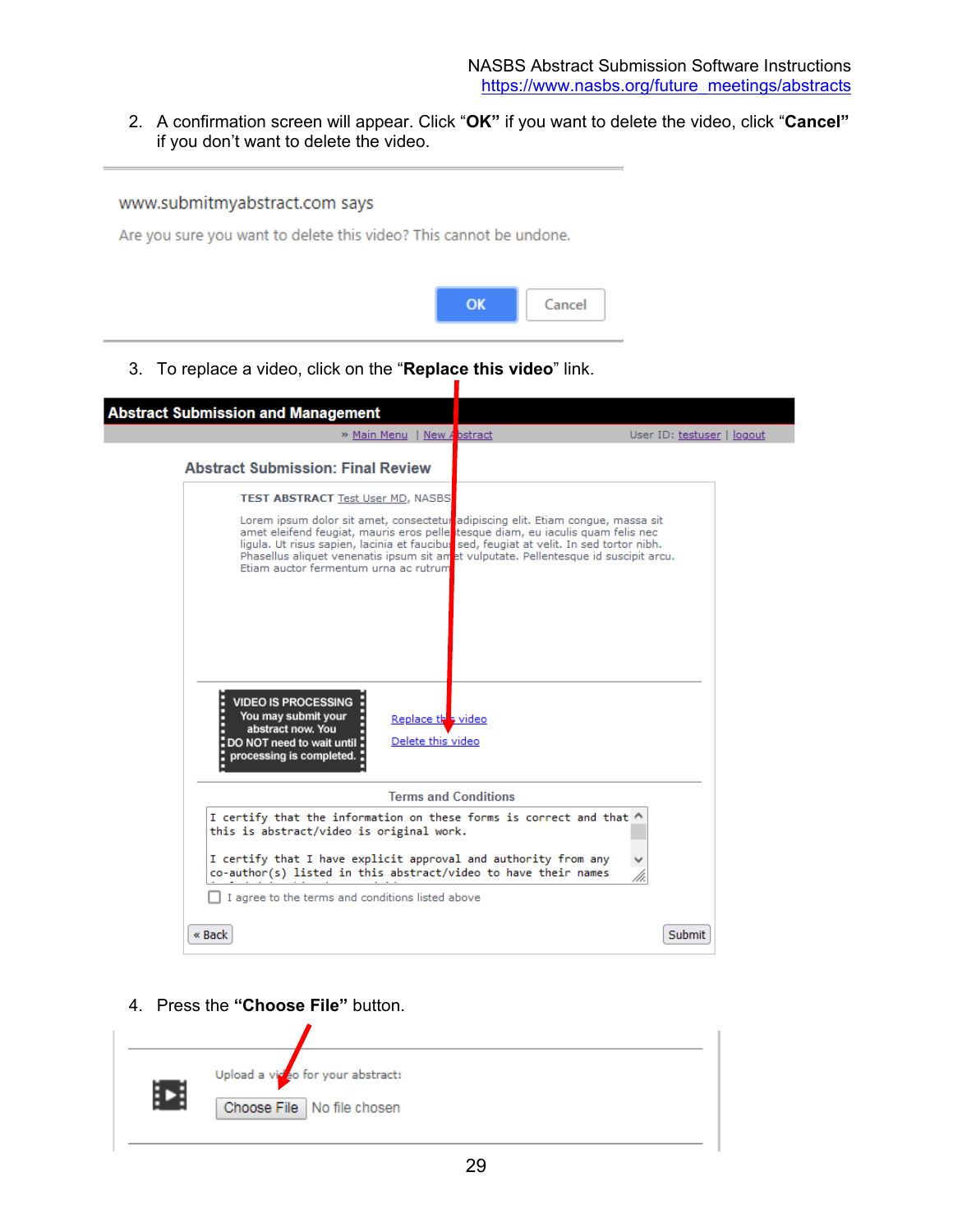2. A confirmation screen will appear. Click "**OK**" if you want to delete the video, click "**Cancel**" if you don't want to delete the video.

www.submitmyabstract.com says

Are you sure you want to delete this video? This cannot be undone.

OK Cancel

3. To replace a video, click on the "**Replace this video**" link.

**Abstract Submission and Management**

» Main Menu | New Abstract User ID: testuser | logout

**Abstract Submission: Final Review**

TEST ABSTRACT Test User MD, NASBS

Lorem ipsum dolor sit amet, consectetur adipiscing elit. Etiam congue, massa sit amet eleifend feugiat, mauris eros pellentesque diam, eu iaculis quam felis nec ligula. Ut risus sapien, lacinia et faucibus sed, feugiat at velit. In sed tortor nibh. Phasellus aliquet venenatis ipsum sit amet vulputate. Pellentesque id suscipit arcu. Etiam auctor fermentum urna ac rutrum.

VIDEO IS PROCESSING You may submit your abstract now. You DO NOT need to wait until processing is completed.

Replace this video
Delete this video

Terms and Conditions

I certify that the information on these forms is correct and that this is abstract/video is original work.

I certify that I have explicit approval and authority from any co-author(s) listed in this abstract/video to have their names

I agree to the terms and conditions listed above

« Back Submit

4. Press the **"Choose File"** button.

Upload a video for your abstract:

Choose File No file chosen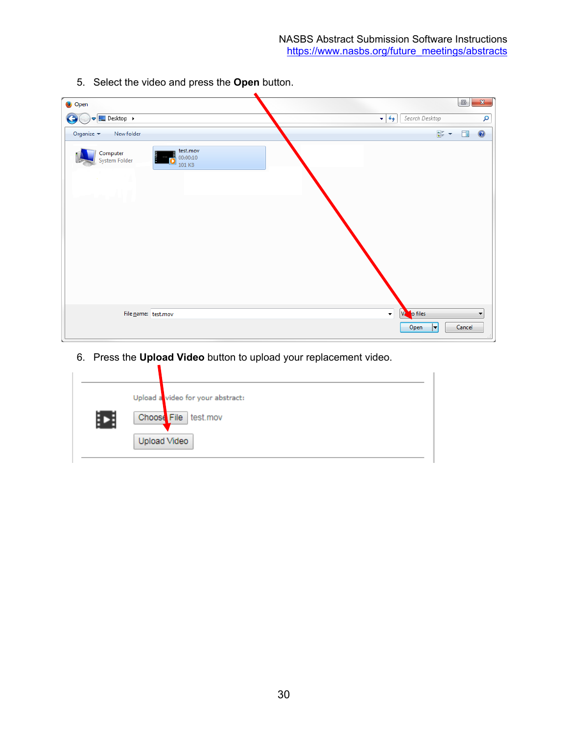5. Select the video and press the **Open** button.

6. Press the **Upload Video** button to upload your replacement video.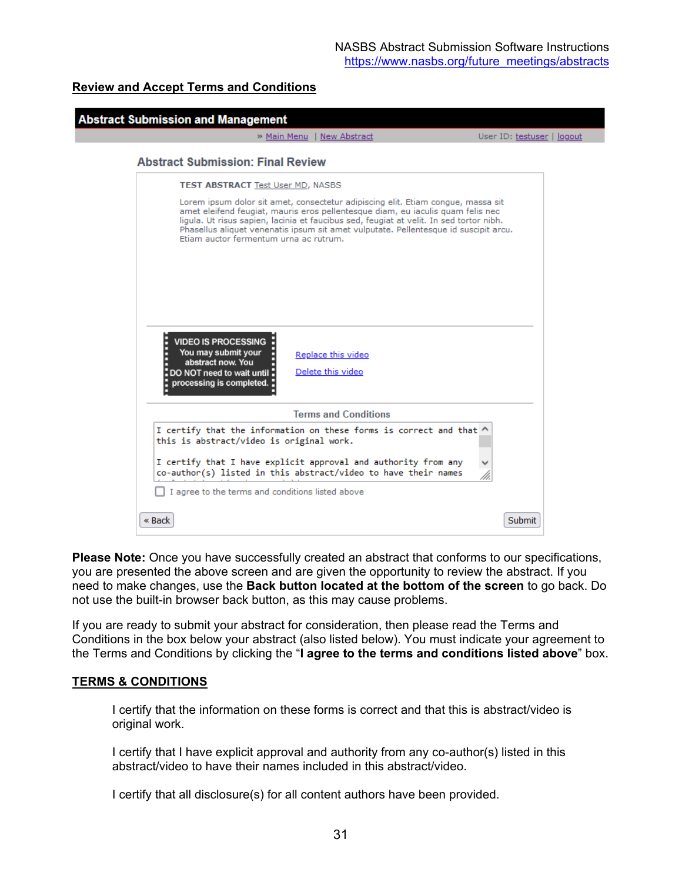## Review and Accept Terms and Conditions

**Abstract Submission and Management**

» Main Menu | New Abstract    User ID: testuser | logout

**Abstract Submission: Final Review**

**TEST ABSTRACT** Test User MD, NASBS

Lorem ipsum dolor sit amet, consectetur adipiscing elit. Etiam congue, massa sit amet eleifend feugiat, mauris eros pellentesque diam, eu iaculis quam felis nec ligula. Ut risus sapien, lacinia et faucibus sed, feugiat at velit. In sed tortor nibh. Phasellus aliquet venenatis ipsum sit amet vulputate. Pellentesque id suscipit arcu. Etiam auctor fermentum urna ac rutrum.

VIDEO IS PROCESSING
You may submit your abstract now. You DO NOT need to wait until processing is completed.

Replace this video
Delete this video

Terms and Conditions

I certify that the information on these forms is correct and that this is abstract/video is original work.

I certify that I have explicit approval and authority from any co-author(s) listed in this abstract/video to have their names

☐ I agree to the terms and conditions listed above

« Back    Submit

**Please Note:** Once you have successfully created an abstract that conforms to our specifications, you are presented the above screen and are given the opportunity to review the abstract. If you need to make changes, use the **Back button located at the bottom of the screen** to go back. Do not use the built-in browser back button, as this may cause problems.

If you are ready to submit your abstract for consideration, then please read the Terms and Conditions in the box below your abstract (also listed below). You must indicate your agreement to the Terms and Conditions by clicking the "**I agree to the terms and conditions listed above**" box.

## TERMS & CONDITIONS

I certify that the information on these forms is correct and that this is abstract/video is original work.

I certify that I have explicit approval and authority from any co-author(s) listed in this abstract/video to have their names included in this abstract/video.

I certify that all disclosure(s) for all content authors have been provided.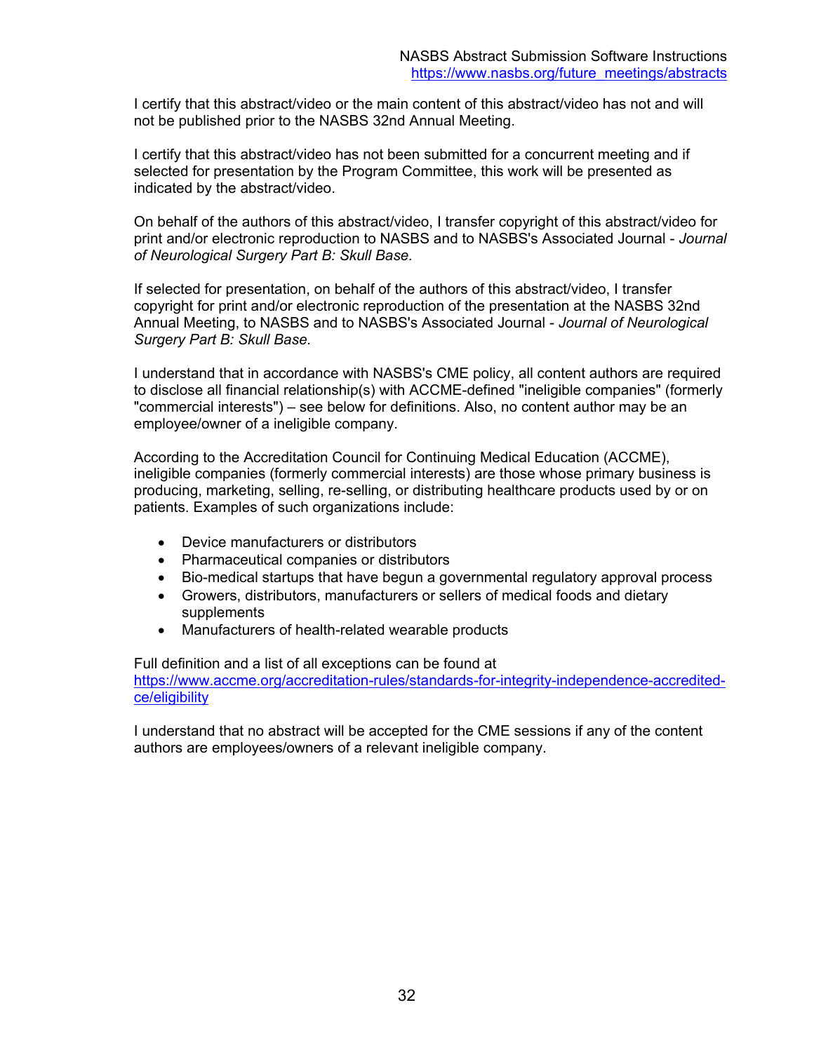I certify that this abstract/video or the main content of this abstract/video has not and will not be published prior to the NASBS 32nd Annual Meeting.

I certify that this abstract/video has not been submitted for a concurrent meeting and if selected for presentation by the Program Committee, this work will be presented as indicated by the abstract/video.

On behalf of the authors of this abstract/video, I transfer copyright of this abstract/video for print and/or electronic reproduction to NASBS and to NASBS's Associated Journal - *Journal of Neurological Surgery Part B: Skull Base.*

If selected for presentation, on behalf of the authors of this abstract/video, I transfer copyright for print and/or electronic reproduction of the presentation at the NASBS 32nd Annual Meeting, to NASBS and to NASBS's Associated Journal - *Journal of Neurological Surgery Part B: Skull Base.*

I understand that in accordance with NASBS's CME policy, all content authors are required to disclose all financial relationship(s) with ACCME-defined "ineligible companies" (formerly "commercial interests") – see below for definitions. Also, no content author may be an employee/owner of a ineligible company.

According to the Accreditation Council for Continuing Medical Education (ACCME), ineligible companies (formerly commercial interests) are those whose primary business is producing, marketing, selling, re-selling, or distributing healthcare products used by or on patients. Examples of such organizations include:

- Device manufacturers or distributors
- Pharmaceutical companies or distributors
- Bio-medical startups that have begun a governmental regulatory approval process
- Growers, distributors, manufacturers or sellers of medical foods and dietary supplements
- Manufacturers of health-related wearable products

Full definition and a list of all exceptions can be found at https://www.accme.org/accreditation-rules/standards-for-integrity-independence-accredited-ce/eligibility

I understand that no abstract will be accepted for the CME sessions if any of the content authors are employees/owners of a relevant ineligible company.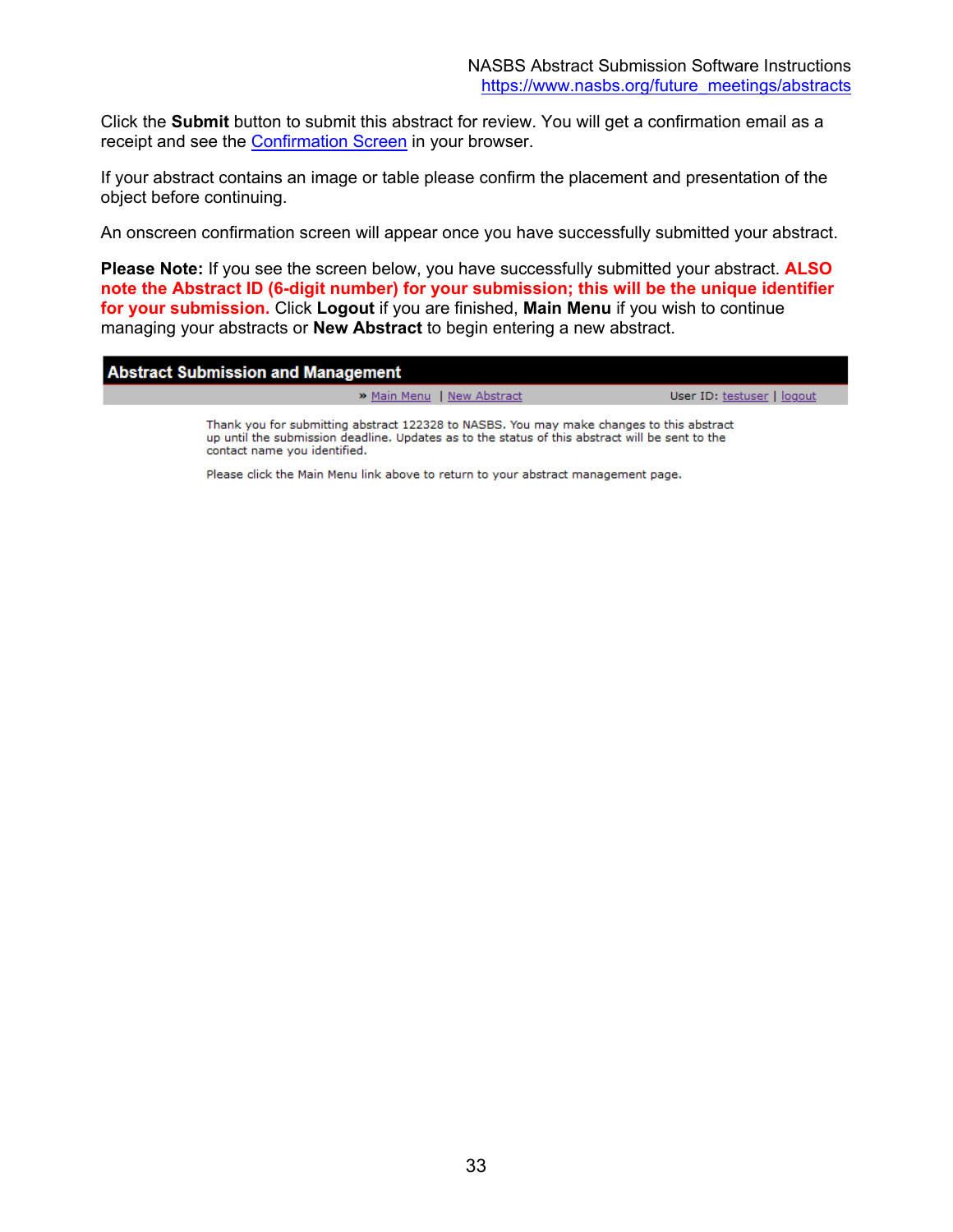Click the **Submit** button to submit this abstract for review. You will get a confirmation email as a receipt and see the Confirmation Screen in your browser.

If your abstract contains an image or table please confirm the placement and presentation of the object before continuing.

An onscreen confirmation screen will appear once you have successfully submitted your abstract.

**Please Note:** If you see the screen below, you have successfully submitted your abstract. **ALSO note the Abstract ID (6-digit number) for your submission; this will be the unique identifier for your submission.** Click **Logout** if you are finished, **Main Menu** if you wish to continue managing your abstracts or **New Abstract** to begin entering a new abstract.

**Abstract Submission and Management**

» Main Menu | New Abstract        User ID: testuser | logout

Thank you for submitting abstract 122328 to NASBS. You may make changes to this abstract up until the submission deadline. Updates as to the status of this abstract will be sent to the contact name you identified.

Please click the Main Menu link above to return to your abstract management page.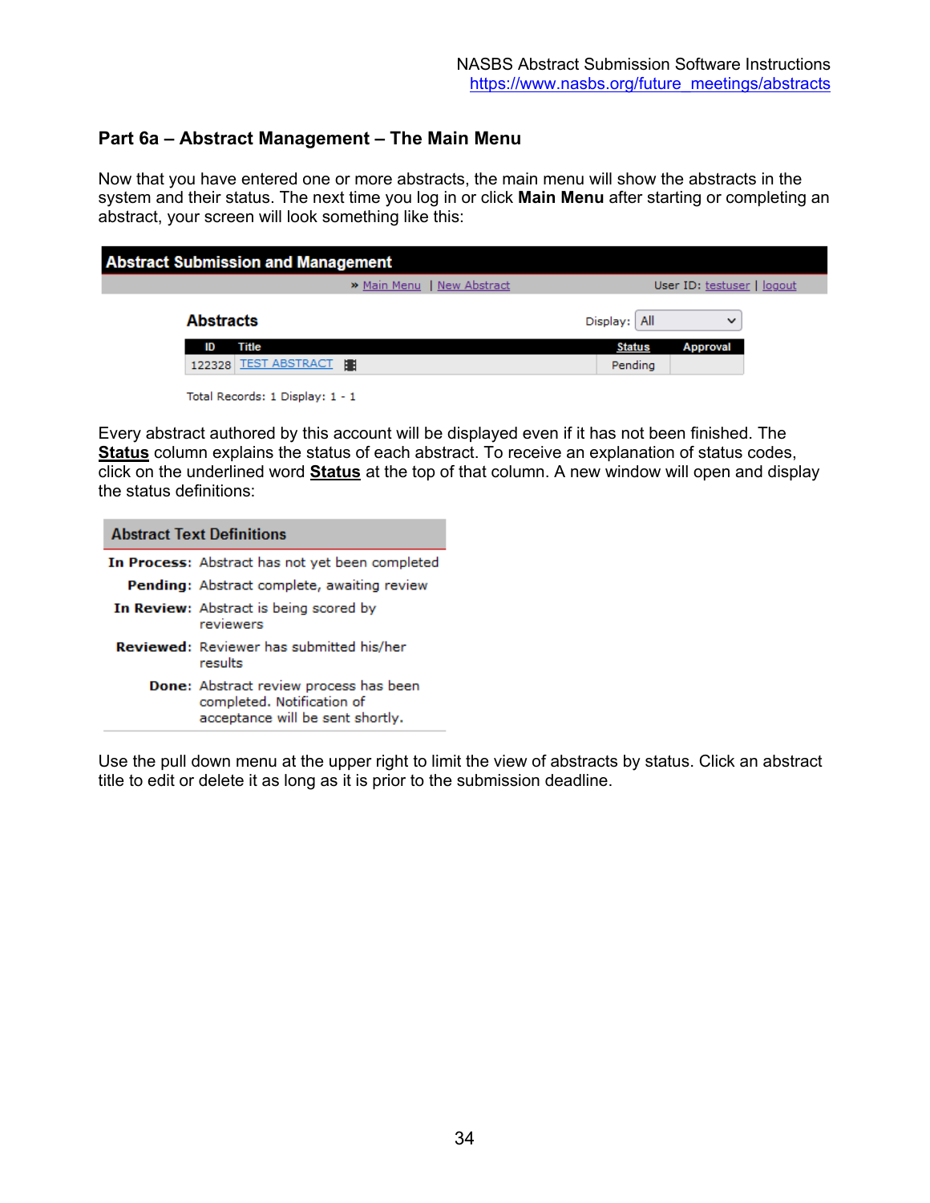## Part 6a – Abstract Management – The Main Menu

Now that you have entered one or more abstracts, the main menu will show the abstracts in the system and their status. The next time you log in or click **Main Menu** after starting or completing an abstract, your screen will look something like this:

**Abstract Submission and Management**

» Main Menu | New Abstract — User ID: testuser | logout

**Abstracts** — Display: All

| ID | Title | Status | Approval |
|---|---|---|---|
| 122328 | TEST ABSTRACT | Pending | |

Total Records: 1 Display: 1 - 1

Every abstract authored by this account will be displayed even if it has not been finished. The **Status** column explains the status of each abstract. To receive an explanation of status codes, click on the underlined word **Status** at the top of that column. A new window will open and display the status definitions:

**Abstract Text Definitions**

| | |
|---|---|
| **In Process:** | Abstract has not yet been completed |
| **Pending:** | Abstract complete, awaiting review |
| **In Review:** | Abstract is being scored by reviewers |
| **Reviewed:** | Reviewer has submitted his/her results |
| **Done:** | Abstract review process has been completed. Notification of acceptance will be sent shortly. |

Use the pull down menu at the upper right to limit the view of abstracts by status. Click an abstract title to edit or delete it as long as it is prior to the submission deadline.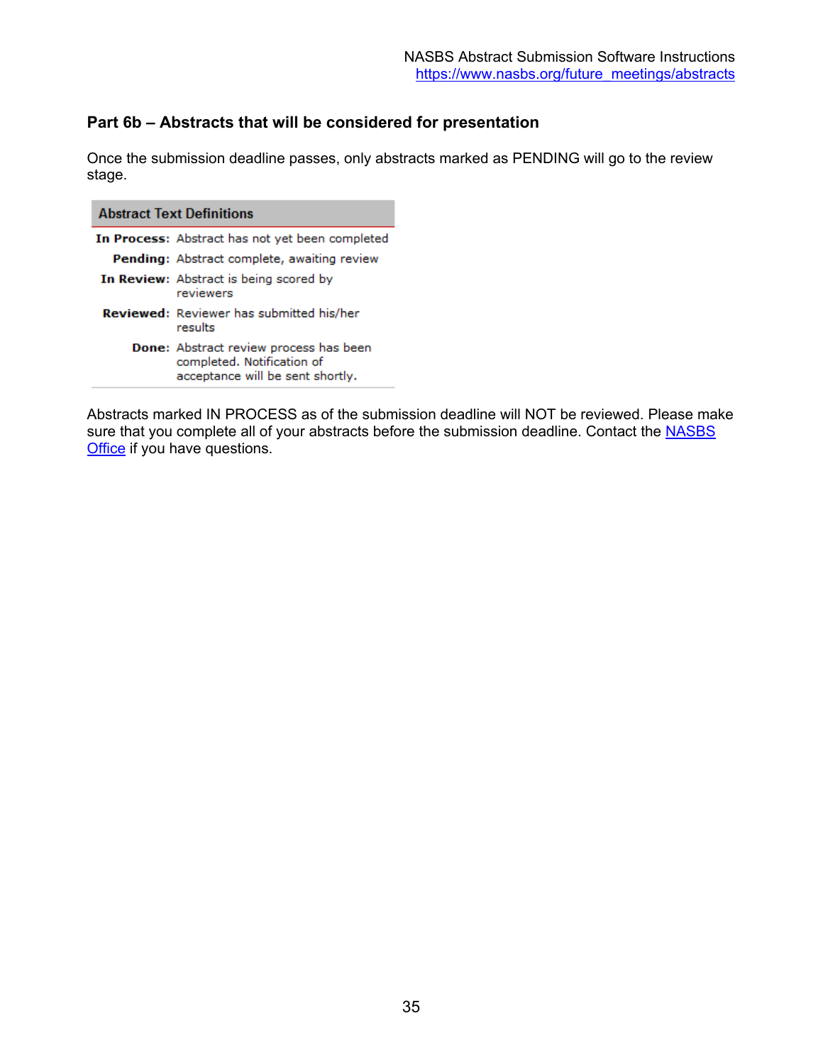## Part 6b – Abstracts that will be considered for presentation

Once the submission deadline passes, only abstracts marked as PENDING will go to the review stage.

| Abstract Text Definitions | |
|---|---|
| **In Process:** | Abstract has not yet been completed |
| **Pending:** | Abstract complete, awaiting review |
| **In Review:** | Abstract is being scored by reviewers |
| **Reviewed:** | Reviewer has submitted his/her results |
| **Done:** | Abstract review process has been completed. Notification of acceptance will be sent shortly. |

Abstracts marked IN PROCESS as of the submission deadline will NOT be reviewed. Please make sure that you complete all of your abstracts before the submission deadline. Contact the NASBS Office if you have questions.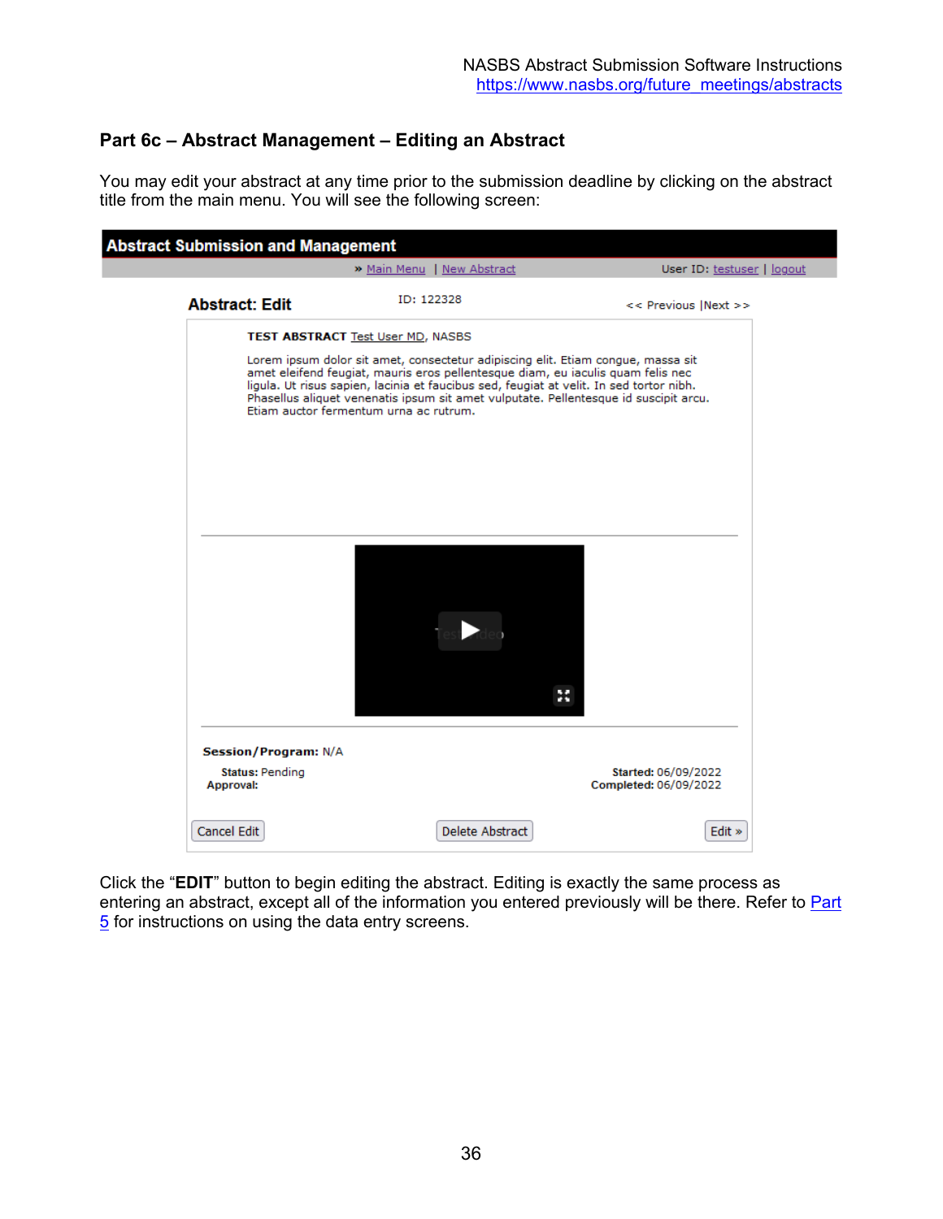## Part 6c – Abstract Management – Editing an Abstract

You may edit your abstract at any time prior to the submission deadline by clicking on the abstract title from the main menu. You will see the following screen:

**Abstract Submission and Management**

» Main Menu | New Abstract    User ID: testuser | logout

**Abstract: Edit**    ID: 122328    << Previous |Next >>

**TEST ABSTRACT** Test User MD, NASBS

Lorem ipsum dolor sit amet, consectetur adipiscing elit. Etiam congue, massa sit amet eleifend feugiat, mauris eros pellentesque diam, eu iaculis quam felis nec ligula. Ut risus sapien, lacinia et faucibus sed, feugiat at velit. In sed tortor nibh. Phasellus aliquet venenatis ipsum sit amet vulputate. Pellentesque id suscipit arcu. Etiam auctor fermentum urna ac rutrum.

**Session/Program:** N/A

**Status:** Pending
**Approval:**

**Started:** 06/09/2022
**Completed:** 06/09/2022

Cancel Edit    Delete Abstract    Edit »

Click the "**EDIT**" button to begin editing the abstract. Editing is exactly the same process as entering an abstract, except all of the information you entered previously will be there. Refer to Part 5 for instructions on using the data entry screens.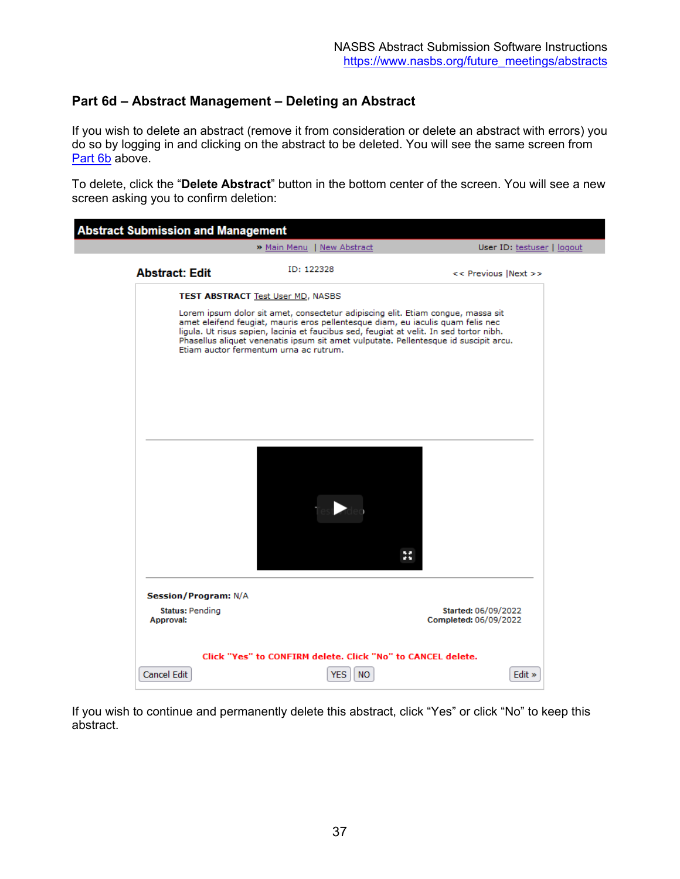## Part 6d – Abstract Management – Deleting an Abstract

If you wish to delete an abstract (remove it from consideration or delete an abstract with errors) you do so by logging in and clicking on the abstract to be deleted. You will see the same screen from Part 6b above.

To delete, click the "**Delete Abstract**" button in the bottom center of the screen. You will see a new screen asking you to confirm deletion:

**Abstract Submission and Management**

» Main Menu | New Abstract    User ID: testuser | logout

**Abstract: Edit**    ID: 122328    << Previous |Next >>

**TEST ABSTRACT** Test User MD, NASBS

Lorem ipsum dolor sit amet, consectetur adipiscing elit. Etiam congue, massa sit amet eleifend feugiat, mauris eros pellentesque diam, eu iaculis quam felis nec ligula. Ut risus sapien, lacinia et faucibus sed, feugiat at velit. In sed tortor nibh. Phasellus aliquet venenatis ipsum sit amet vulputate. Pellentesque id suscipit arcu. Etiam auctor fermentum urna ac rutrum.

**Session/Program:** N/A

**Status:** Pending

**Approval:**

**Started:** 06/09/2022

**Completed:** 06/09/2022

Click "Yes" to CONFIRM delete. Click "No" to CANCEL delete.

Cancel Edit    YES    NO    Edit »

If you wish to continue and permanently delete this abstract, click "Yes" or click "No" to keep this abstract.